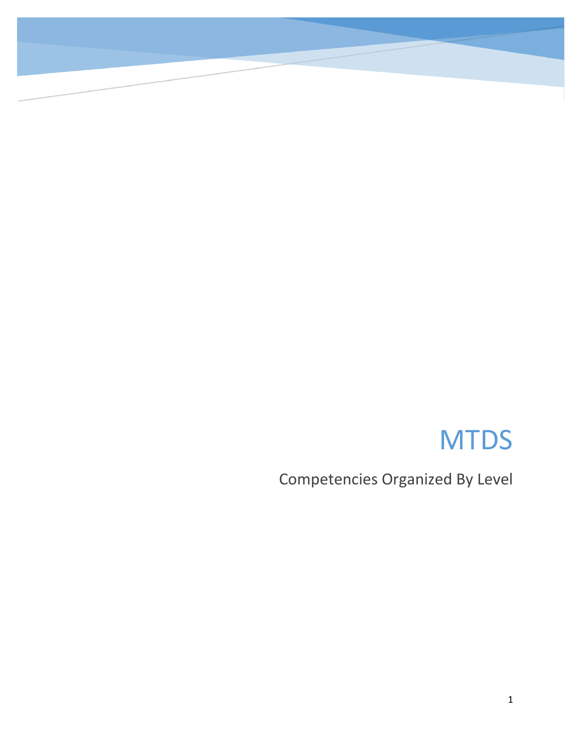# MTDS

Competencies Organized By Level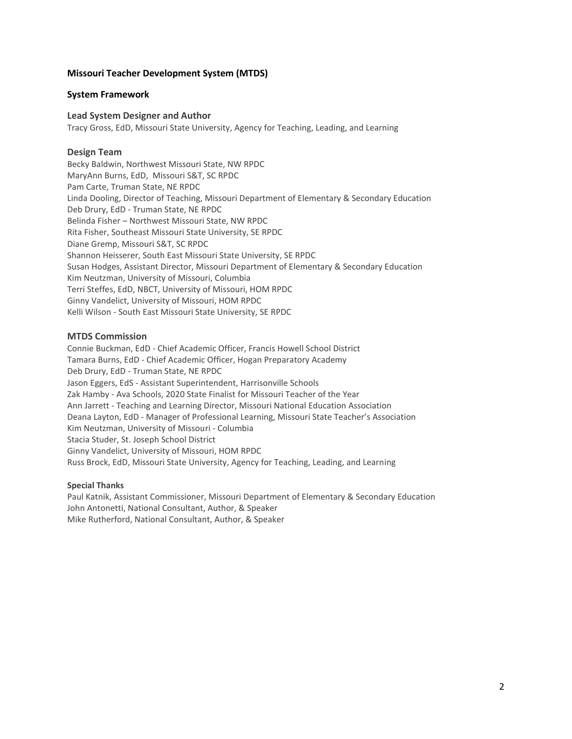**Missouri Teacher Development System (MTDS)**

**System Framework**

### Lead System Designer and Author

Tracy Gross, EdD, Missouri State University, Agency for Teaching, Leading, and Learning

### Design Team

Becky Baldwin, Northwest Missouri State, NW RPDC
MaryAnn Burns, EdD, Missouri S&T, SC RPDC
Pam Carte, Truman State, NE RPDC
Linda Dooling, Director of Teaching, Missouri Department of Elementary & Secondary Education
Deb Drury, EdD - Truman State, NE RPDC
Belinda Fisher – Northwest Missouri State, NW RPDC
Rita Fisher, Southeast Missouri State University, SE RPDC
Diane Gremp, Missouri S&T, SC RPDC
Shannon Heisserer, South East Missouri State University, SE RPDC
Susan Hodges, Assistant Director, Missouri Department of Elementary & Secondary Education
Kim Neutzman, University of Missouri, Columbia
Terri Steffes, EdD, NBCT, University of Missouri, HOM RPDC
Ginny Vandelict, University of Missouri, HOM RPDC
Kelli Wilson - South East Missouri State University, SE RPDC

### MTDS Commission

Connie Buckman, EdD - Chief Academic Officer, Francis Howell School District
Tamara Burns, EdD - Chief Academic Officer, Hogan Preparatory Academy
Deb Drury, EdD - Truman State, NE RPDC
Jason Eggers, EdS - Assistant Superintendent, Harrisonville Schools
Zak Hamby - Ava Schools, 2020 State Finalist for Missouri Teacher of the Year
Ann Jarrett - Teaching and Learning Director, Missouri National Education Association
Deana Layton, EdD - Manager of Professional Learning, Missouri State Teacher's Association
Kim Neutzman, University of Missouri - Columbia
Stacia Studer, St. Joseph School District
Ginny Vandelict, University of Missouri, HOM RPDC
Russ Brock, EdD, Missouri State University, Agency for Teaching, Leading, and Learning

**Special Thanks**

Paul Katnik, Assistant Commissioner, Missouri Department of Elementary & Secondary Education
John Antonetti, National Consultant, Author, & Speaker
Mike Rutherford, National Consultant, Author, & Speaker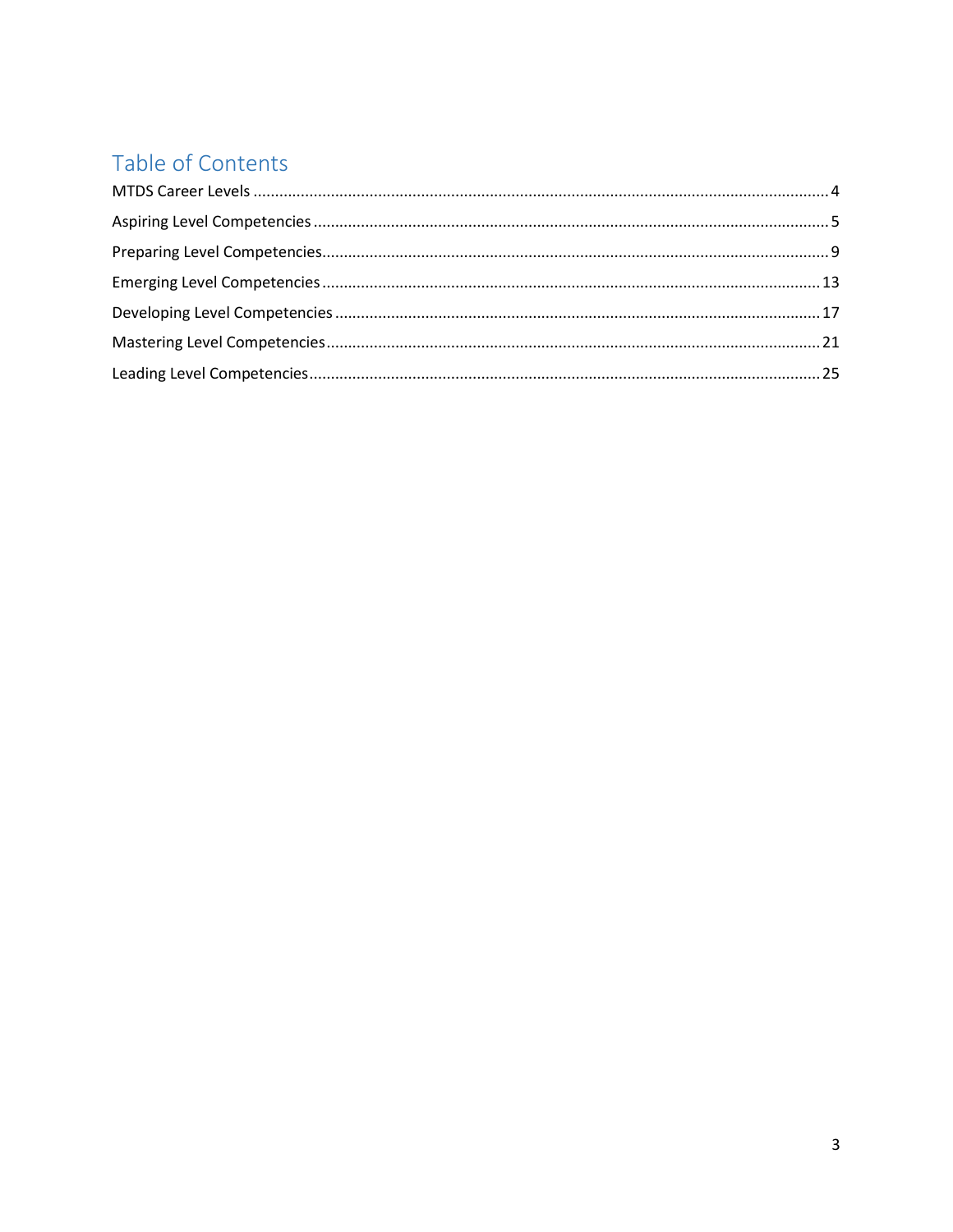# Table of Contents

MTDS Career Levels ........................................................................................................................ 4

Aspiring Level Competencies ........................................................................................................ 5

Preparing Level Competencies....................................................................................................... 9

Emerging Level Competencies ..................................................................................................... 13

Developing Level Competencies ................................................................................................... 17

Mastering Level Competencies..................................................................................................... 21

Leading Level Competencies......................................................................................................... 25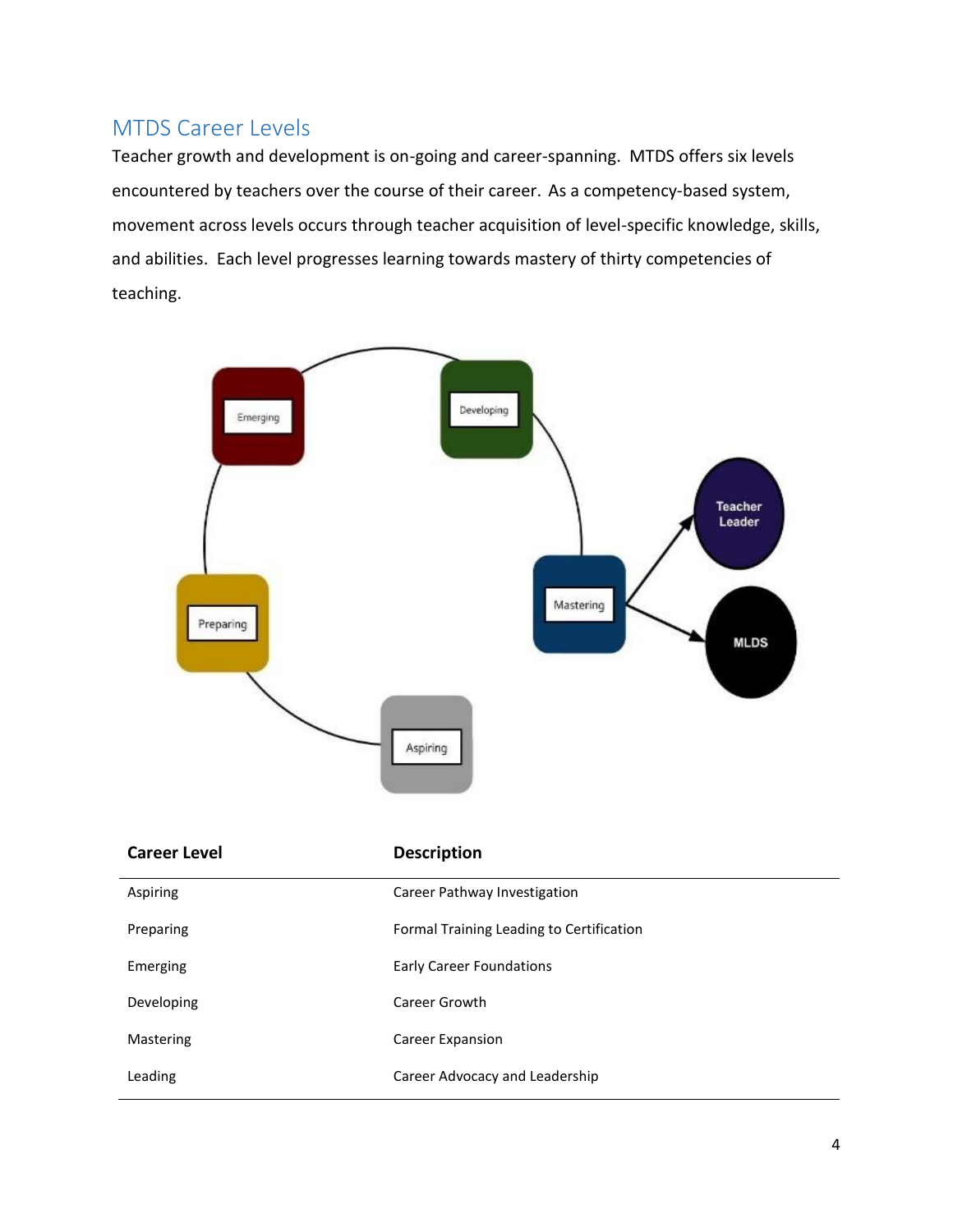## MTDS Career Levels

Teacher growth and development is on-going and career-spanning. MTDS offers six levels encountered by teachers over the course of their career. As a competency-based system, movement across levels occurs through teacher acquisition of level-specific knowledge, skills, and abilities. Each level progresses learning towards mastery of thirty competencies of teaching.

| Career Level | Description |
|---|---|
| Aspiring | Career Pathway Investigation |
| Preparing | Formal Training Leading to Certification |
| Emerging | Early Career Foundations |
| Developing | Career Growth |
| Mastering | Career Expansion |
| Leading | Career Advocacy and Leadership |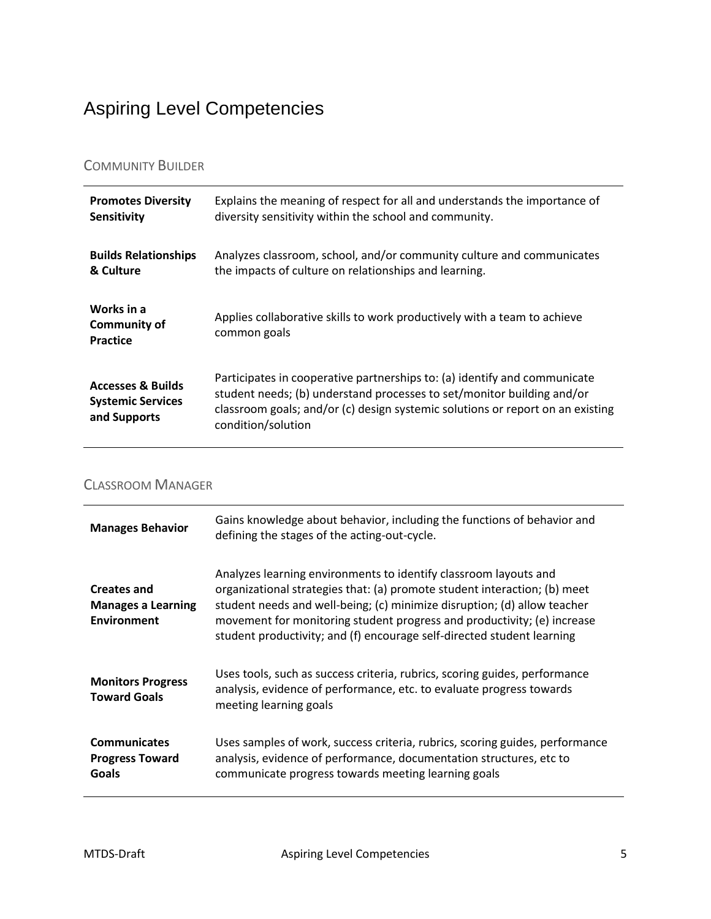# Aspiring Level Competencies

## Community Builder

| | |
|---|---|
| **Promotes Diversity Sensitivity** | Explains the meaning of respect for all and understands the importance of diversity sensitivity within the school and community. |
| **Builds Relationships & Culture** | Analyzes classroom, school, and/or community culture and communicates the impacts of culture on relationships and learning. |
| **Works in a Community of Practice** | Applies collaborative skills to work productively with a team to achieve common goals |
| **Accesses & Builds Systemic Services and Supports** | Participates in cooperative partnerships to: (a) identify and communicate student needs; (b) understand processes to set/monitor building and/or classroom goals; and/or (c) design systemic solutions or report on an existing condition/solution |

## Classroom Manager

| | |
|---|---|
| **Manages Behavior** | Gains knowledge about behavior, including the functions of behavior and defining the stages of the acting-out-cycle. |
| **Creates and Manages a Learning Environment** | Analyzes learning environments to identify classroom layouts and organizational strategies that: (a) promote student interaction; (b) meet student needs and well-being; (c) minimize disruption; (d) allow teacher movement for monitoring student progress and productivity; (e) increase student productivity; and (f) encourage self-directed student learning |
| **Monitors Progress Toward Goals** | Uses tools, such as success criteria, rubrics, scoring guides, performance analysis, evidence of performance, etc. to evaluate progress towards meeting learning goals |
| **Communicates Progress Toward Goals** | Uses samples of work, success criteria, rubrics, scoring guides, performance analysis, evidence of performance, documentation structures, etc to communicate progress towards meeting learning goals |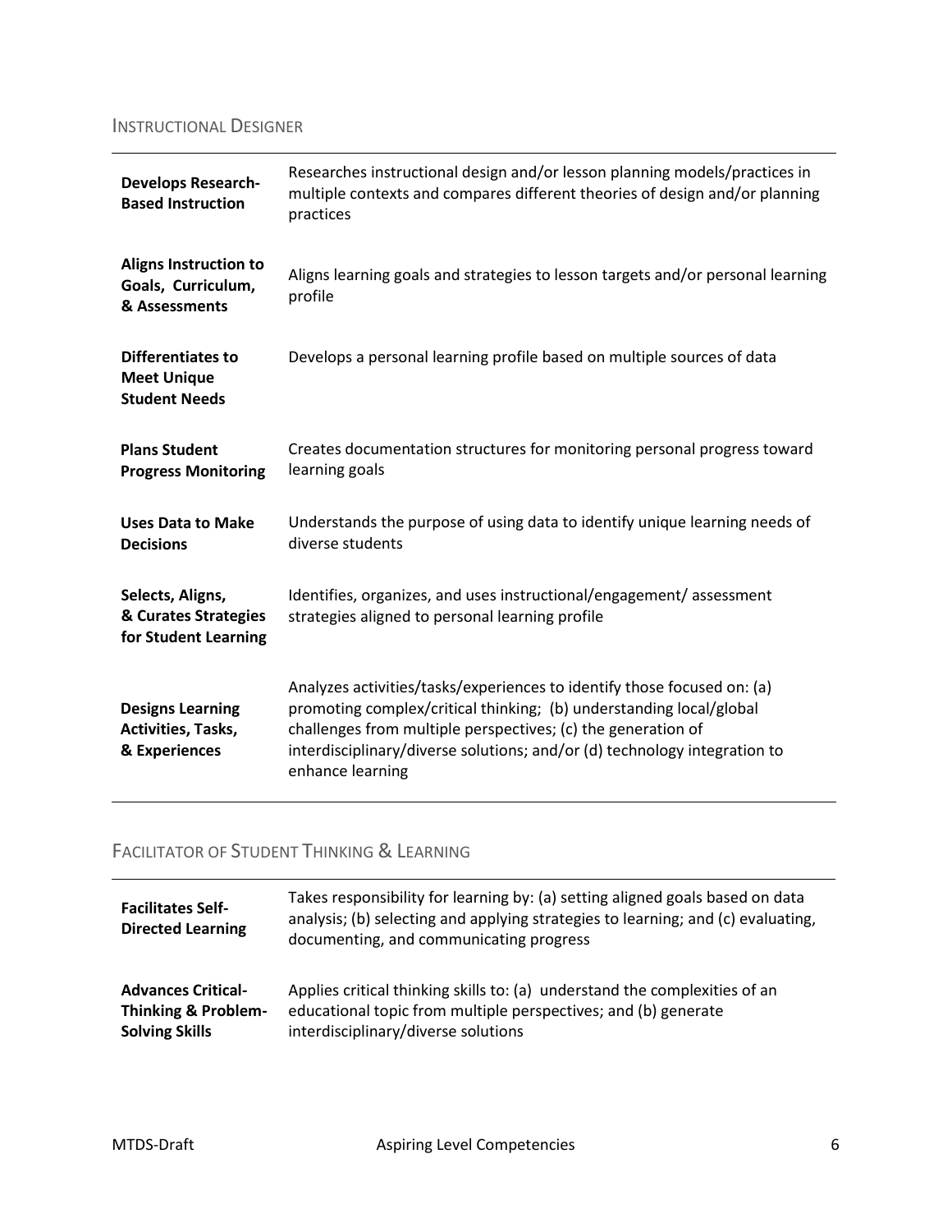## Instructional Designer

| | |
|---|---|
| **Develops Research-Based Instruction** | Researches instructional design and/or lesson planning models/practices in multiple contexts and compares different theories of design and/or planning practices |
| **Aligns Instruction to Goals, Curriculum, & Assessments** | Aligns learning goals and strategies to lesson targets and/or personal learning profile |
| **Differentiates to Meet Unique Student Needs** | Develops a personal learning profile based on multiple sources of data |
| **Plans Student Progress Monitoring** | Creates documentation structures for monitoring personal progress toward learning goals |
| **Uses Data to Make Decisions** | Understands the purpose of using data to identify unique learning needs of diverse students |
| **Selects, Aligns, & Curates Strategies for Student Learning** | Identifies, organizes, and uses instructional/engagement/ assessment strategies aligned to personal learning profile |
| **Designs Learning Activities, Tasks, & Experiences** | Analyzes activities/tasks/experiences to identify those focused on: (a) promoting complex/critical thinking; (b) understanding local/global challenges from multiple perspectives; (c) the generation of interdisciplinary/diverse solutions; and/or (d) technology integration to enhance learning |

## Facilitator of Student Thinking & Learning

| | |
|---|---|
| **Facilitates Self-Directed Learning** | Takes responsibility for learning by: (a) setting aligned goals based on data analysis; (b) selecting and applying strategies to learning; and (c) evaluating, documenting, and communicating progress |
| **Advances Critical-Thinking & Problem-Solving Skills** | Applies critical thinking skills to: (a) understand the complexities of an educational topic from multiple perspectives; and (b) generate interdisciplinary/diverse solutions |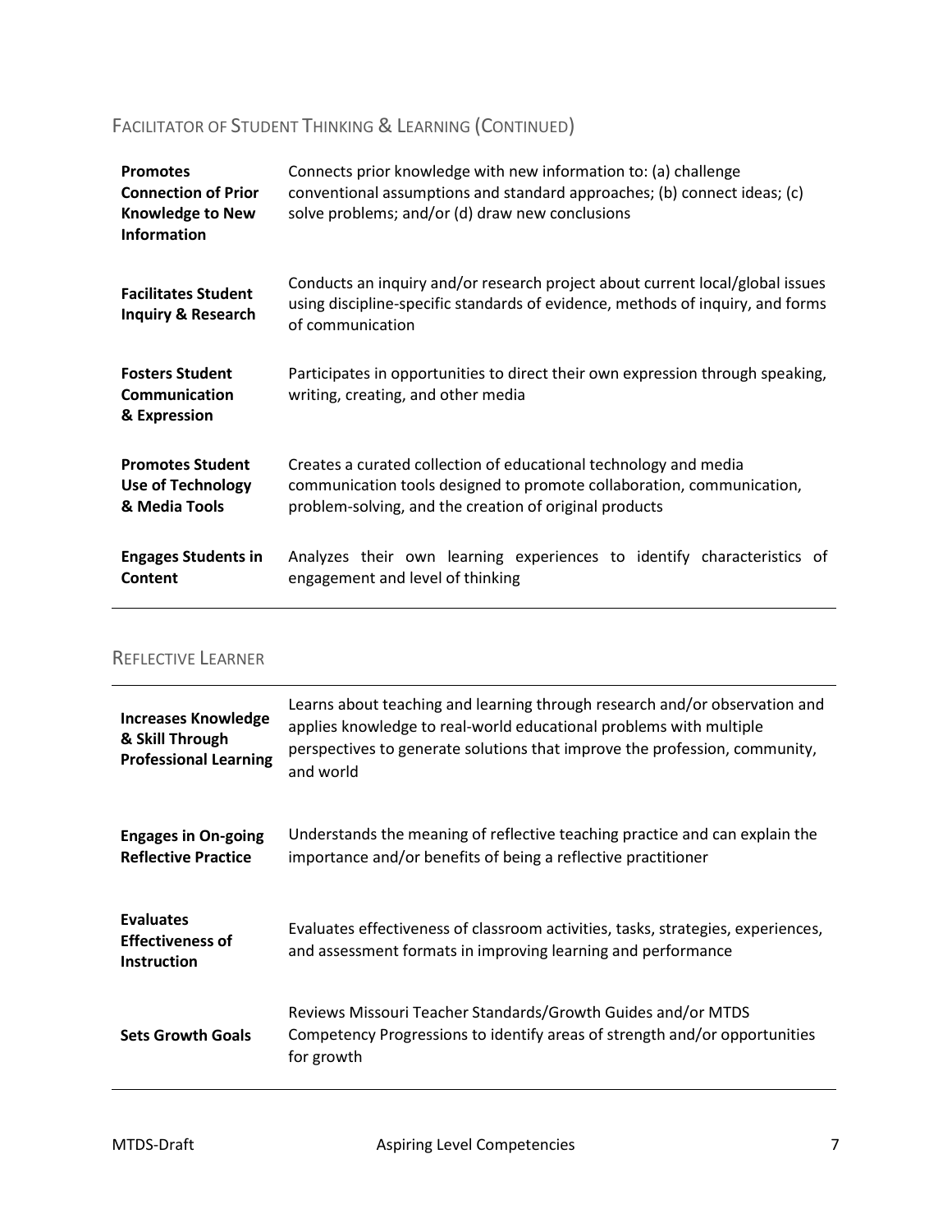## Facilitator of Student Thinking & Learning (Continued)

| | |
|---|---|
| **Promotes Connection of Prior Knowledge to New Information** | Connects prior knowledge with new information to: (a) challenge conventional assumptions and standard approaches; (b) connect ideas; (c) solve problems; and/or (d) draw new conclusions |
| **Facilitates Student Inquiry & Research** | Conducts an inquiry and/or research project about current local/global issues using discipline-specific standards of evidence, methods of inquiry, and forms of communication |
| **Fosters Student Communication & Expression** | Participates in opportunities to direct their own expression through speaking, writing, creating, and other media |
| **Promotes Student Use of Technology & Media Tools** | Creates a curated collection of educational technology and media communication tools designed to promote collaboration, communication, problem-solving, and the creation of original products |
| **Engages Students in Content** | Analyzes their own learning experiences to identify characteristics of engagement and level of thinking |

## Reflective Learner

| | |
|---|---|
| **Increases Knowledge & Skill Through Professional Learning** | Learns about teaching and learning through research and/or observation and applies knowledge to real-world educational problems with multiple perspectives to generate solutions that improve the profession, community, and world |
| **Engages in On-going Reflective Practice** | Understands the meaning of reflective teaching practice and can explain the importance and/or benefits of being a reflective practitioner |
| **Evaluates Effectiveness of Instruction** | Evaluates effectiveness of classroom activities, tasks, strategies, experiences, and assessment formats in improving learning and performance |
| **Sets Growth Goals** | Reviews Missouri Teacher Standards/Growth Guides and/or MTDS Competency Progressions to identify areas of strength and/or opportunities for growth |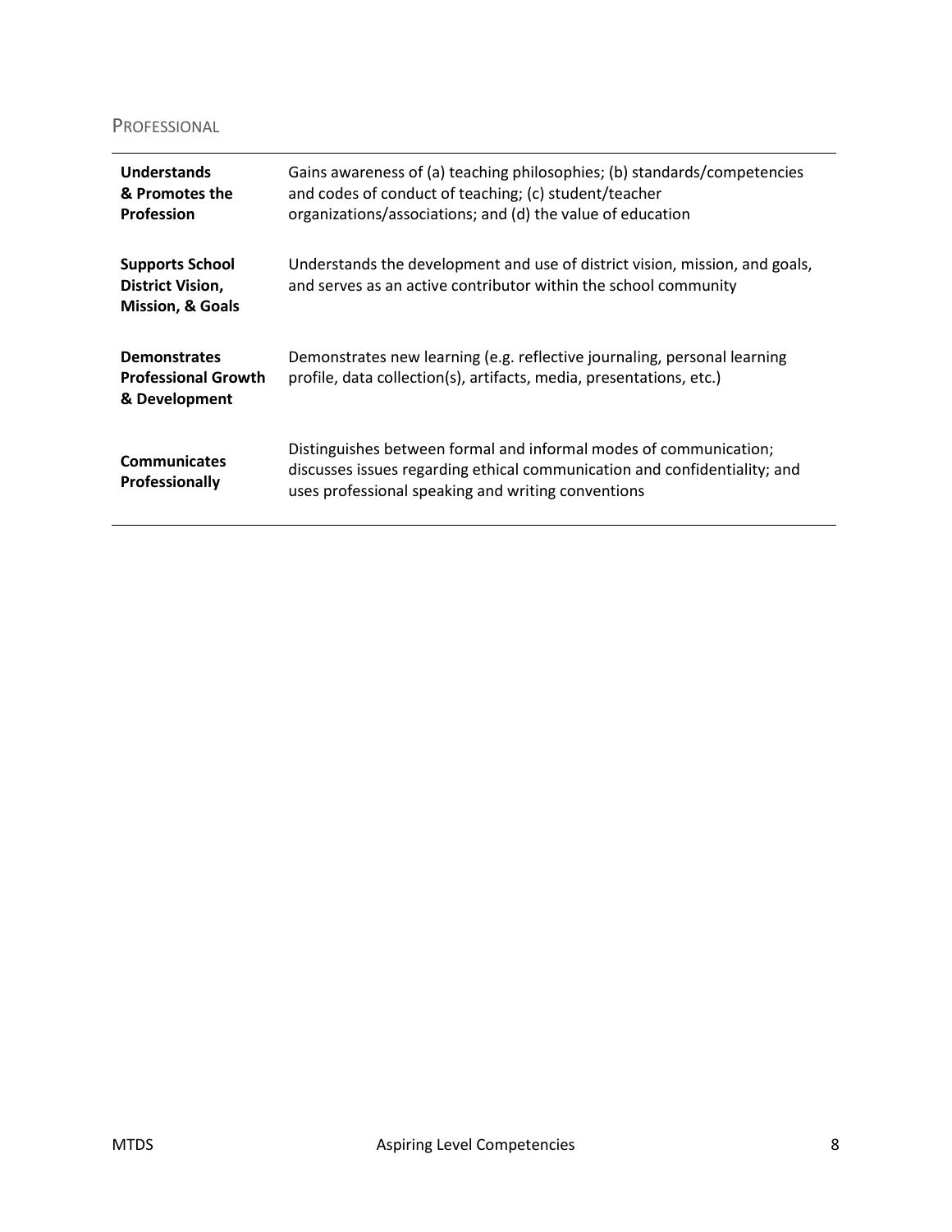## PROFESSIONAL

| | |
|---|---|
| **Understands & Promotes the Profession** | Gains awareness of (a) teaching philosophies; (b) standards/competencies and codes of conduct of teaching; (c) student/teacher organizations/associations; and (d) the value of education |
| **Supports School District Vision, Mission, & Goals** | Understands the development and use of district vision, mission, and goals, and serves as an active contributor within the school community |
| **Demonstrates Professional Growth & Development** | Demonstrates new learning (e.g. reflective journaling, personal learning profile, data collection(s), artifacts, media, presentations, etc.) |
| **Communicates Professionally** | Distinguishes between formal and informal modes of communication; discusses issues regarding ethical communication and confidentiality; and uses professional speaking and writing conventions |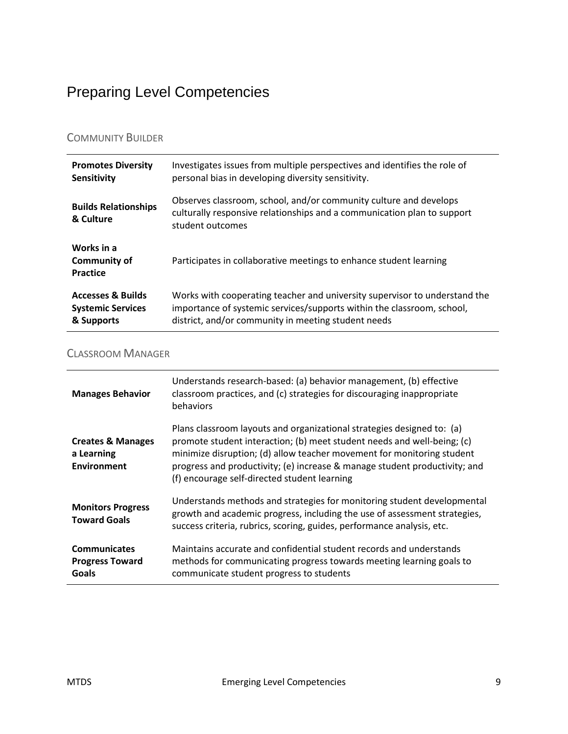# Preparing Level Competencies

## Community Builder

| | |
|---|---|
| **Promotes Diversity Sensitivity** | Investigates issues from multiple perspectives and identifies the role of personal bias in developing diversity sensitivity. |
| **Builds Relationships & Culture** | Observes classroom, school, and/or community culture and develops culturally responsive relationships and a communication plan to support student outcomes |
| **Works in a Community of Practice** | Participates in collaborative meetings to enhance student learning |
| **Accesses & Builds Systemic Services & Supports** | Works with cooperating teacher and university supervisor to understand the importance of systemic services/supports within the classroom, school, district, and/or community in meeting student needs |

## Classroom Manager

| | |
|---|---|
| **Manages Behavior** | Understands research-based: (a) behavior management, (b) effective classroom practices, and (c) strategies for discouraging inappropriate behaviors |
| **Creates & Manages a Learning Environment** | Plans classroom layouts and organizational strategies designed to: (a) promote student interaction; (b) meet student needs and well-being; (c) minimize disruption; (d) allow teacher movement for monitoring student progress and productivity; (e) increase & manage student productivity; and (f) encourage self-directed student learning |
| **Monitors Progress Toward Goals** | Understands methods and strategies for monitoring student developmental growth and academic progress, including the use of assessment strategies, success criteria, rubrics, scoring, guides, performance analysis, etc. |
| **Communicates Progress Toward Goals** | Maintains accurate and confidential student records and understands methods for communicating progress towards meeting learning goals to communicate student progress to students |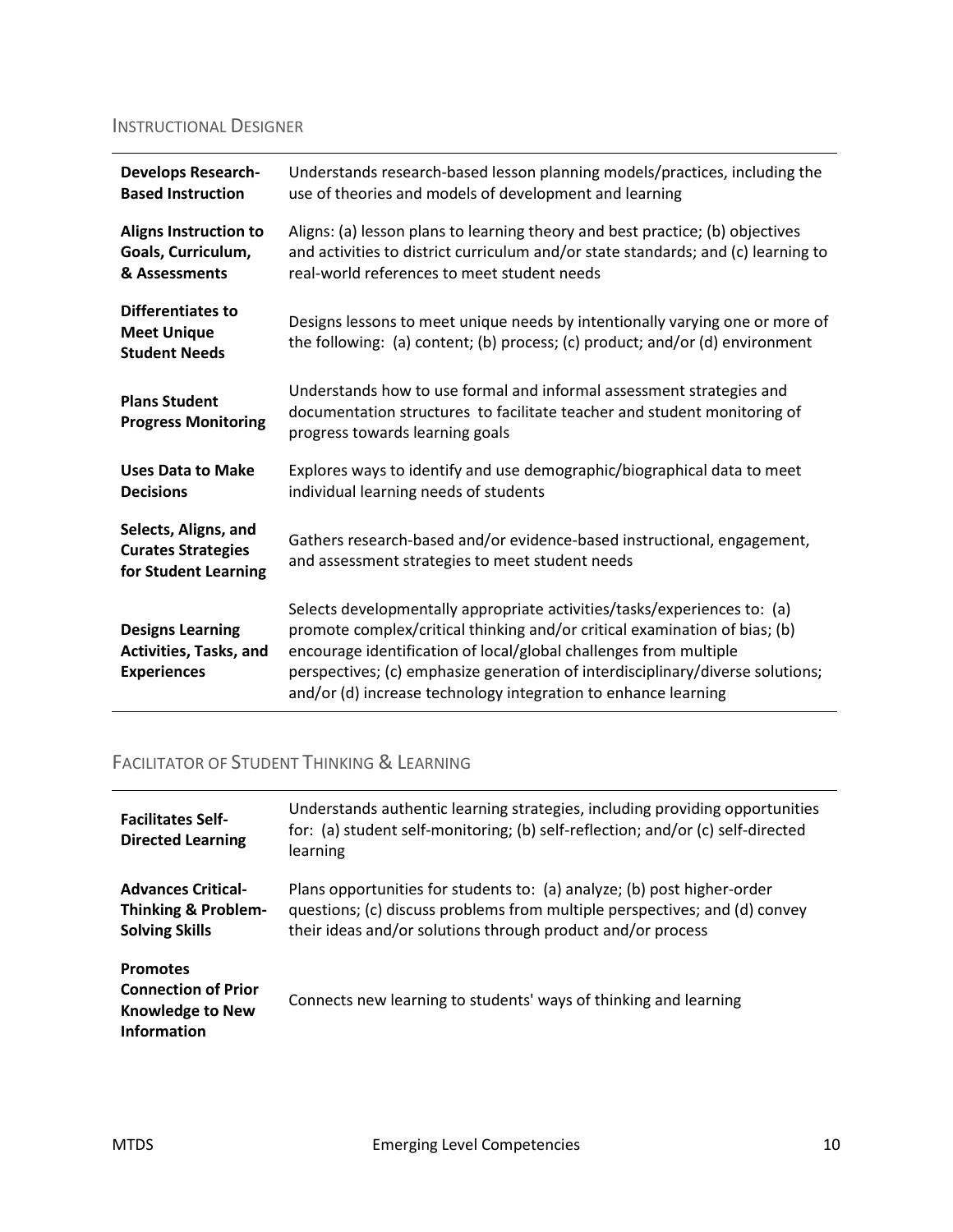## Instructional Designer

| | |
|---|---|
| **Develops Research-Based Instruction** | Understands research-based lesson planning models/practices, including the use of theories and models of development and learning |
| **Aligns Instruction to Goals, Curriculum, & Assessments** | Aligns: (a) lesson plans to learning theory and best practice; (b) objectives and activities to district curriculum and/or state standards; and (c) learning to real-world references to meet student needs |
| **Differentiates to Meet Unique Student Needs** | Designs lessons to meet unique needs by intentionally varying one or more of the following: (a) content; (b) process; (c) product; and/or (d) environment |
| **Plans Student Progress Monitoring** | Understands how to use formal and informal assessment strategies and documentation structures to facilitate teacher and student monitoring of progress towards learning goals |
| **Uses Data to Make Decisions** | Explores ways to identify and use demographic/biographical data to meet individual learning needs of students |
| **Selects, Aligns, and Curates Strategies for Student Learning** | Gathers research-based and/or evidence-based instructional, engagement, and assessment strategies to meet student needs |
| **Designs Learning Activities, Tasks, and Experiences** | Selects developmentally appropriate activities/tasks/experiences to: (a) promote complex/critical thinking and/or critical examination of bias; (b) encourage identification of local/global challenges from multiple perspectives; (c) emphasize generation of interdisciplinary/diverse solutions; and/or (d) increase technology integration to enhance learning |

## Facilitator of Student Thinking & Learning

| | |
|---|---|
| **Facilitates Self-Directed Learning** | Understands authentic learning strategies, including providing opportunities for: (a) student self-monitoring; (b) self-reflection; and/or (c) self-directed learning |
| **Advances Critical-Thinking & Problem-Solving Skills** | Plans opportunities for students to: (a) analyze; (b) post higher-order questions; (c) discuss problems from multiple perspectives; and (d) convey their ideas and/or solutions through product and/or process |
| **Promotes Connection of Prior Knowledge to New Information** | Connects new learning to students' ways of thinking and learning |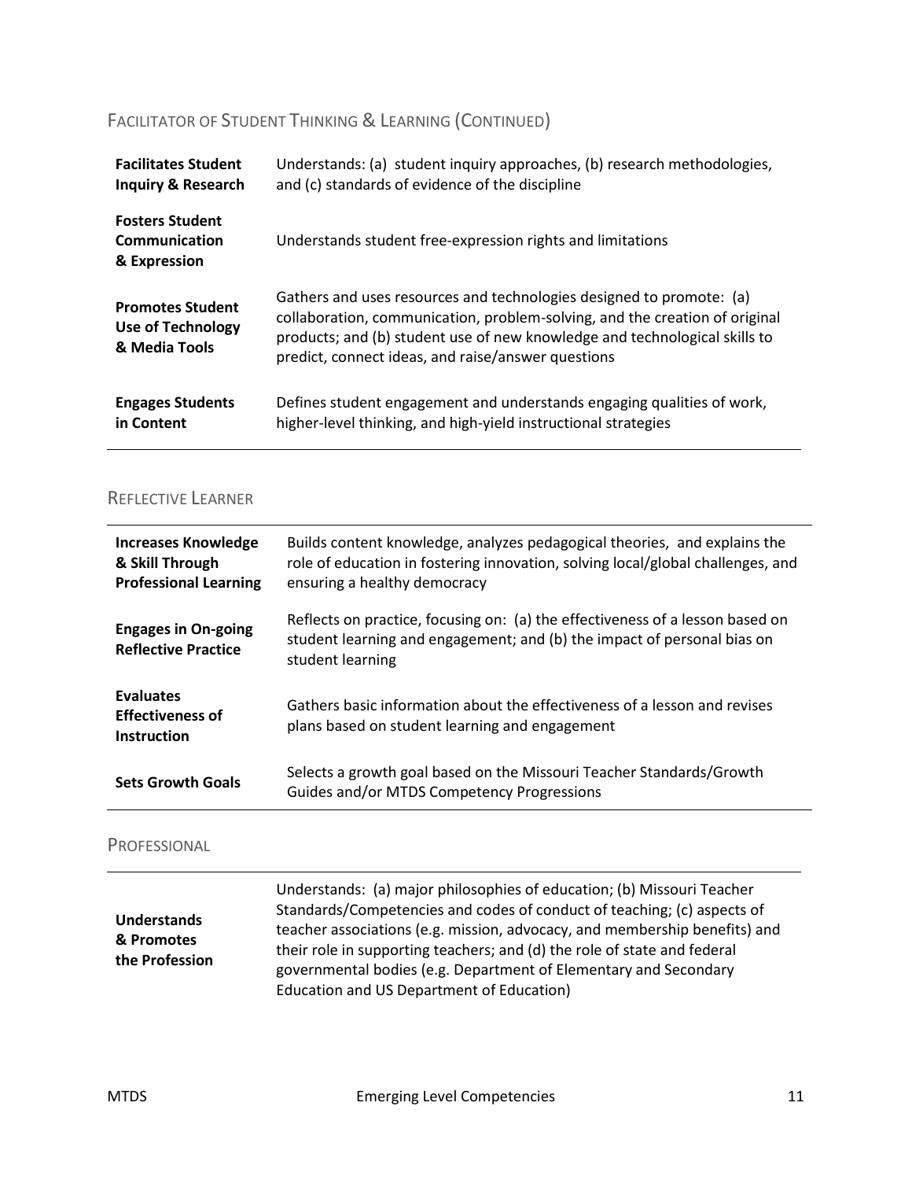## Facilitator of Student Thinking & Learning (Continued)

| | |
|---|---|
| **Facilitates Student Inquiry & Research** | Understands: (a) student inquiry approaches, (b) research methodologies, and (c) standards of evidence of the discipline |
| **Fosters Student Communication & Expression** | Understands student free-expression rights and limitations |
| **Promotes Student Use of Technology & Media Tools** | Gathers and uses resources and technologies designed to promote: (a) collaboration, communication, problem-solving, and the creation of original products; and (b) student use of new knowledge and technological skills to predict, connect ideas, and raise/answer questions |
| **Engages Students in Content** | Defines student engagement and understands engaging qualities of work, higher-level thinking, and high-yield instructional strategies |

## Reflective Learner

| | |
|---|---|
| **Increases Knowledge & Skill Through Professional Learning** | Builds content knowledge, analyzes pedagogical theories, and explains the role of education in fostering innovation, solving local/global challenges, and ensuring a healthy democracy |
| **Engages in On-going Reflective Practice** | Reflects on practice, focusing on: (a) the effectiveness of a lesson based on student learning and engagement; and (b) the impact of personal bias on student learning |
| **Evaluates Effectiveness of Instruction** | Gathers basic information about the effectiveness of a lesson and revises plans based on student learning and engagement |
| **Sets Growth Goals** | Selects a growth goal based on the Missouri Teacher Standards/Growth Guides and/or MTDS Competency Progressions |

## Professional

| | |
|---|---|
| **Understands & Promotes the Profession** | Understands: (a) major philosophies of education; (b) Missouri Teacher Standards/Competencies and codes of conduct of teaching; (c) aspects of teacher associations (e.g. mission, advocacy, and membership benefits) and their role in supporting teachers; and (d) the role of state and federal governmental bodies (e.g. Department of Elementary and Secondary Education and US Department of Education) |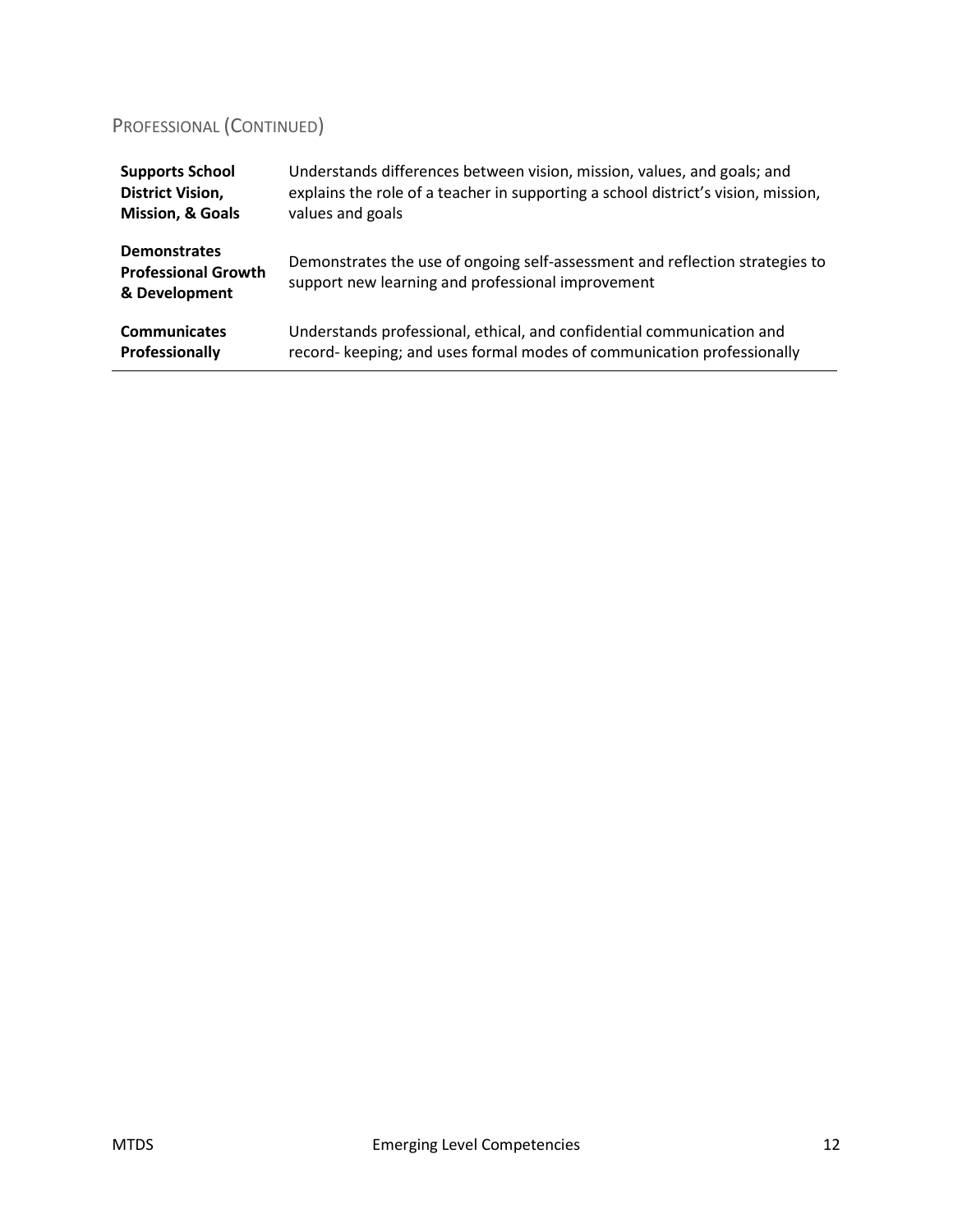## Professional (Continued)

| | |
|---|---|
| **Supports School District Vision, Mission, & Goals** | Understands differences between vision, mission, values, and goals; and explains the role of a teacher in supporting a school district's vision, mission, values and goals |
| **Demonstrates Professional Growth & Development** | Demonstrates the use of ongoing self-assessment and reflection strategies to support new learning and professional improvement |
| **Communicates Professionally** | Understands professional, ethical, and confidential communication and record- keeping; and uses formal modes of communication professionally |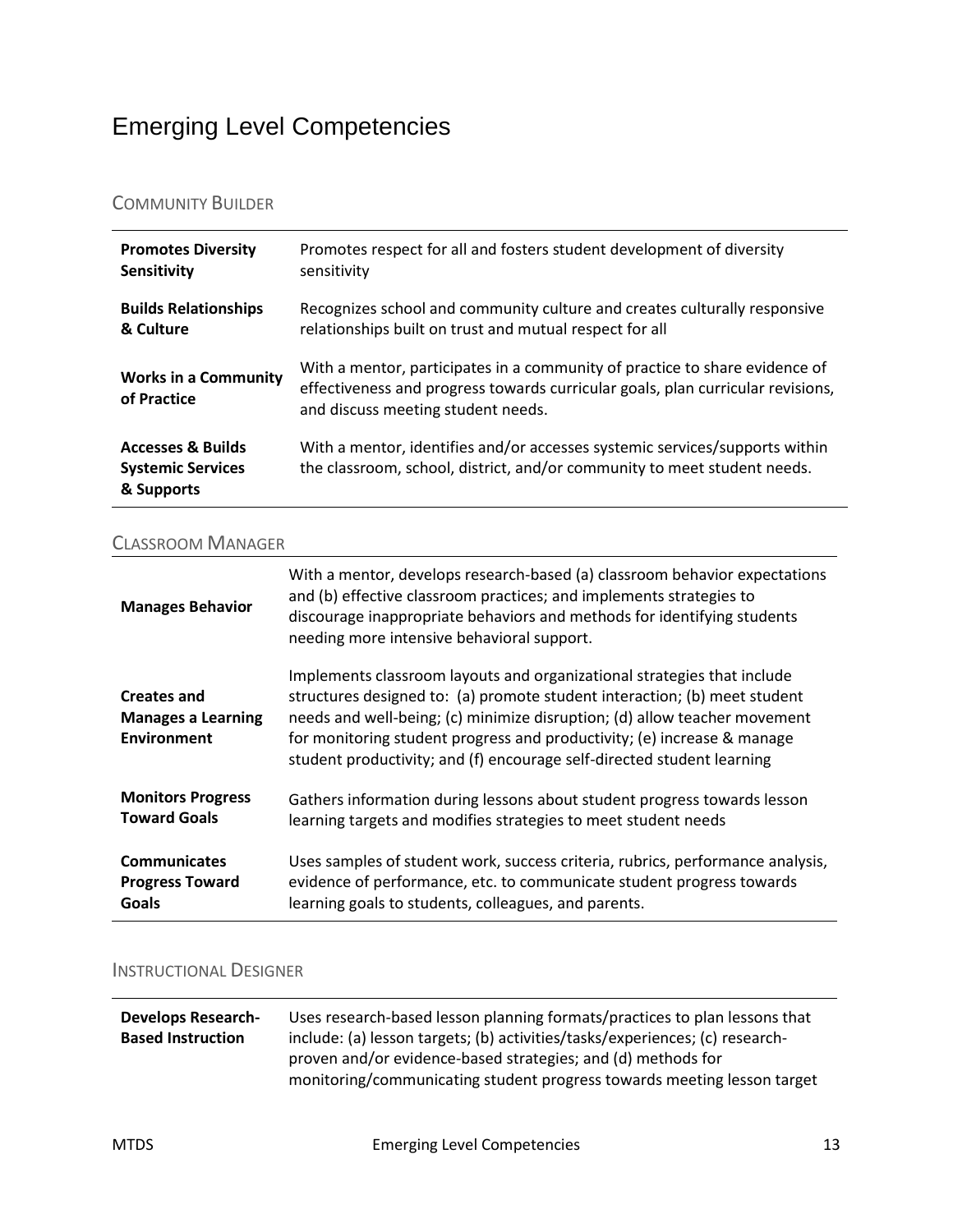# Emerging Level Competencies

## Community Builder

| | |
|---|---|
| **Promotes Diversity Sensitivity** | Promotes respect for all and fosters student development of diversity sensitivity |
| **Builds Relationships & Culture** | Recognizes school and community culture and creates culturally responsive relationships built on trust and mutual respect for all |
| **Works in a Community of Practice** | With a mentor, participates in a community of practice to share evidence of effectiveness and progress towards curricular goals, plan curricular revisions, and discuss meeting student needs. |
| **Accesses & Builds Systemic Services & Supports** | With a mentor, identifies and/or accesses systemic services/supports within the classroom, school, district, and/or community to meet student needs. |

## Classroom Manager

| | |
|---|---|
| **Manages Behavior** | With a mentor, develops research-based (a) classroom behavior expectations and (b) effective classroom practices; and implements strategies to discourage inappropriate behaviors and methods for identifying students needing more intensive behavioral support. |
| **Creates and Manages a Learning Environment** | Implements classroom layouts and organizational strategies that include structures designed to: (a) promote student interaction; (b) meet student needs and well-being; (c) minimize disruption; (d) allow teacher movement for monitoring student progress and productivity; (e) increase & manage student productivity; and (f) encourage self-directed student learning |
| **Monitors Progress Toward Goals** | Gathers information during lessons about student progress towards lesson learning targets and modifies strategies to meet student needs |
| **Communicates Progress Toward Goals** | Uses samples of student work, success criteria, rubrics, performance analysis, evidence of performance, etc. to communicate student progress towards learning goals to students, colleagues, and parents. |

## Instructional Designer

| | |
|---|---|
| **Develops Research-Based Instruction** | Uses research-based lesson planning formats/practices to plan lessons that include: (a) lesson targets; (b) activities/tasks/experiences; (c) research-proven and/or evidence-based strategies; and (d) methods for monitoring/communicating student progress towards meeting lesson target |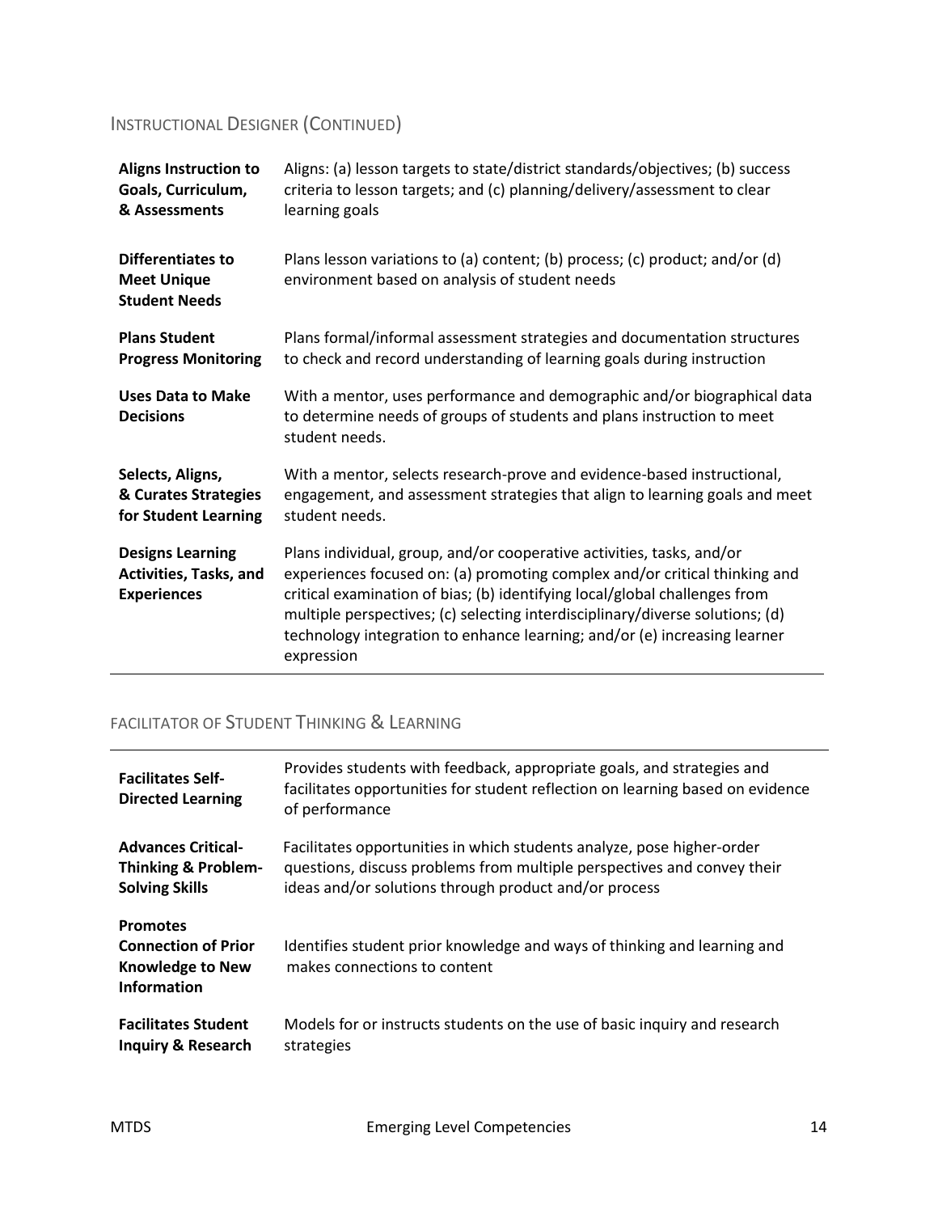## Instructional Designer (Continued)

| | |
|---|---|
| **Aligns Instruction to Goals, Curriculum, & Assessments** | Aligns: (a) lesson targets to state/district standards/objectives; (b) success criteria to lesson targets; and (c) planning/delivery/assessment to clear learning goals |
| **Differentiates to Meet Unique Student Needs** | Plans lesson variations to (a) content; (b) process; (c) product; and/or (d) environment based on analysis of student needs |
| **Plans Student Progress Monitoring** | Plans formal/informal assessment strategies and documentation structures to check and record understanding of learning goals during instruction |
| **Uses Data to Make Decisions** | With a mentor, uses performance and demographic and/or biographical data to determine needs of groups of students and plans instruction to meet student needs. |
| **Selects, Aligns, & Curates Strategies for Student Learning** | With a mentor, selects research-prove and evidence-based instructional, engagement, and assessment strategies that align to learning goals and meet student needs. |
| **Designs Learning Activities, Tasks, and Experiences** | Plans individual, group, and/or cooperative activities, tasks, and/or experiences focused on: (a) promoting complex and/or critical thinking and critical examination of bias; (b) identifying local/global challenges from multiple perspectives; (c) selecting interdisciplinary/diverse solutions; (d) technology integration to enhance learning; and/or (e) increasing learner expression |

## Facilitator of Student Thinking & Learning

| | |
|---|---|
| **Facilitates Self-Directed Learning** | Provides students with feedback, appropriate goals, and strategies and facilitates opportunities for student reflection on learning based on evidence of performance |
| **Advances Critical-Thinking & Problem-Solving Skills** | Facilitates opportunities in which students analyze, pose higher-order questions, discuss problems from multiple perspectives and convey their ideas and/or solutions through product and/or process |
| **Promotes Connection of Prior Knowledge to New Information** | Identifies student prior knowledge and ways of thinking and learning and makes connections to content |
| **Facilitates Student Inquiry & Research** | Models for or instructs students on the use of basic inquiry and research strategies |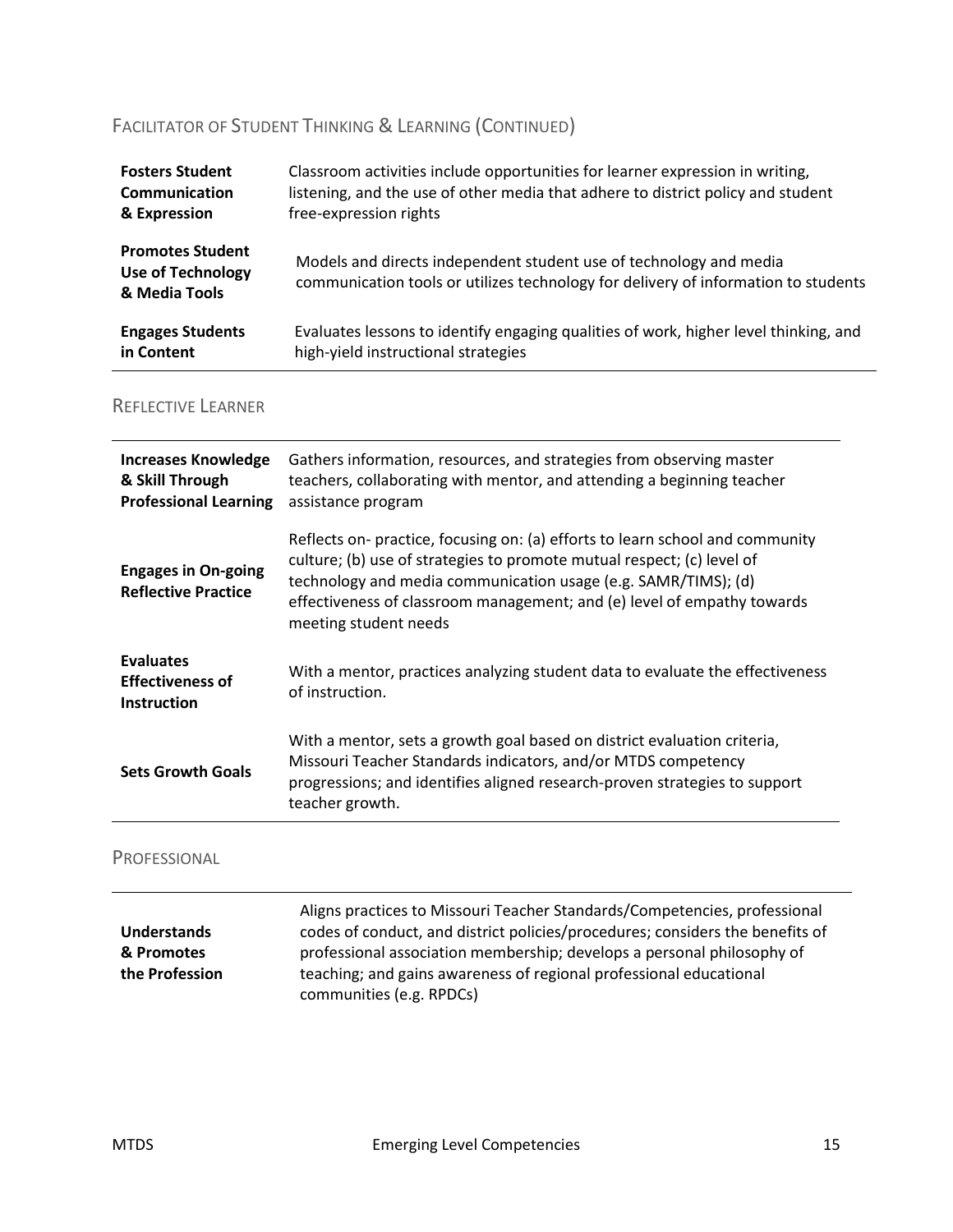## Facilitator of Student Thinking & Learning (Continued)

| | |
|---|---|
| **Fosters Student Communication & Expression** | Classroom activities include opportunities for learner expression in writing, listening, and the use of other media that adhere to district policy and student free-expression rights |
| **Promotes Student Use of Technology & Media Tools** | Models and directs independent student use of technology and media communication tools or utilizes technology for delivery of information to students |
| **Engages Students in Content** | Evaluates lessons to identify engaging qualities of work, higher level thinking, and high-yield instructional strategies |

## Reflective Learner

| | |
|---|---|
| **Increases Knowledge & Skill Through Professional Learning** | Gathers information, resources, and strategies from observing master teachers, collaborating with mentor, and attending a beginning teacher assistance program |
| **Engages in On-going Reflective Practice** | Reflects on- practice, focusing on: (a) efforts to learn school and community culture; (b) use of strategies to promote mutual respect; (c) level of technology and media communication usage (e.g. SAMR/TIMS); (d) effectiveness of classroom management; and (e) level of empathy towards meeting student needs |
| **Evaluates Effectiveness of Instruction** | With a mentor, practices analyzing student data to evaluate the effectiveness of instruction. |
| **Sets Growth Goals** | With a mentor, sets a growth goal based on district evaluation criteria, Missouri Teacher Standards indicators, and/or MTDS competency progressions; and identifies aligned research-proven strategies to support teacher growth. |

## Professional

| | |
|---|---|
| **Understands & Promotes the Profession** | Aligns practices to Missouri Teacher Standards/Competencies, professional codes of conduct, and district policies/procedures; considers the benefits of professional association membership; develops a personal philosophy of teaching; and gains awareness of regional professional educational communities (e.g. RPDCs) |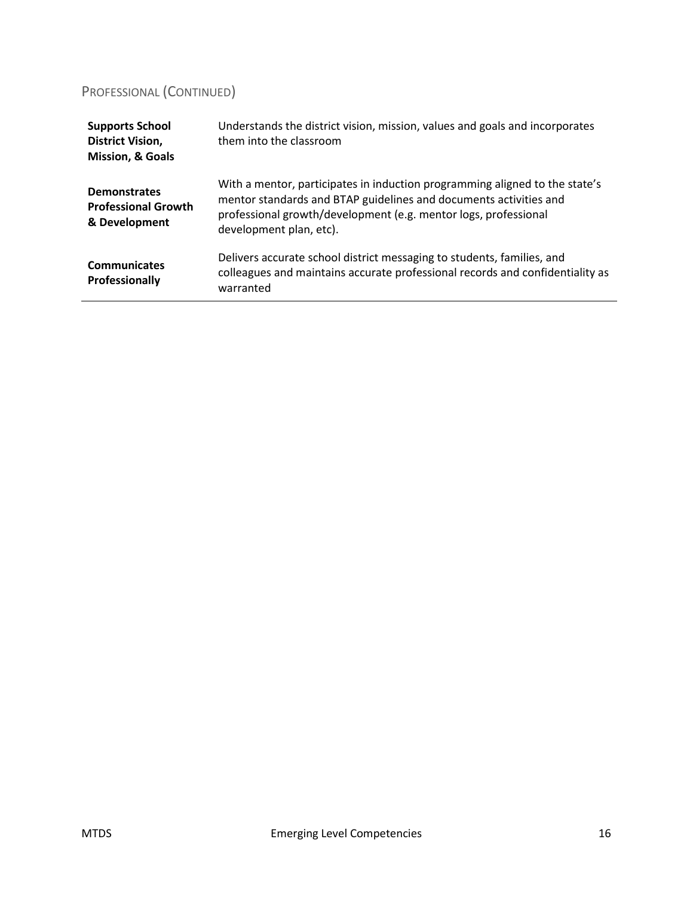## Professional (Continued)

| | |
|---|---|
| **Supports School District Vision, Mission, & Goals** | Understands the district vision, mission, values and goals and incorporates them into the classroom |
| **Demonstrates Professional Growth & Development** | With a mentor, participates in induction programming aligned to the state's mentor standards and BTAP guidelines and documents activities and professional growth/development (e.g. mentor logs, professional development plan, etc). |
| **Communicates Professionally** | Delivers accurate school district messaging to students, families, and colleagues and maintains accurate professional records and confidentiality as warranted |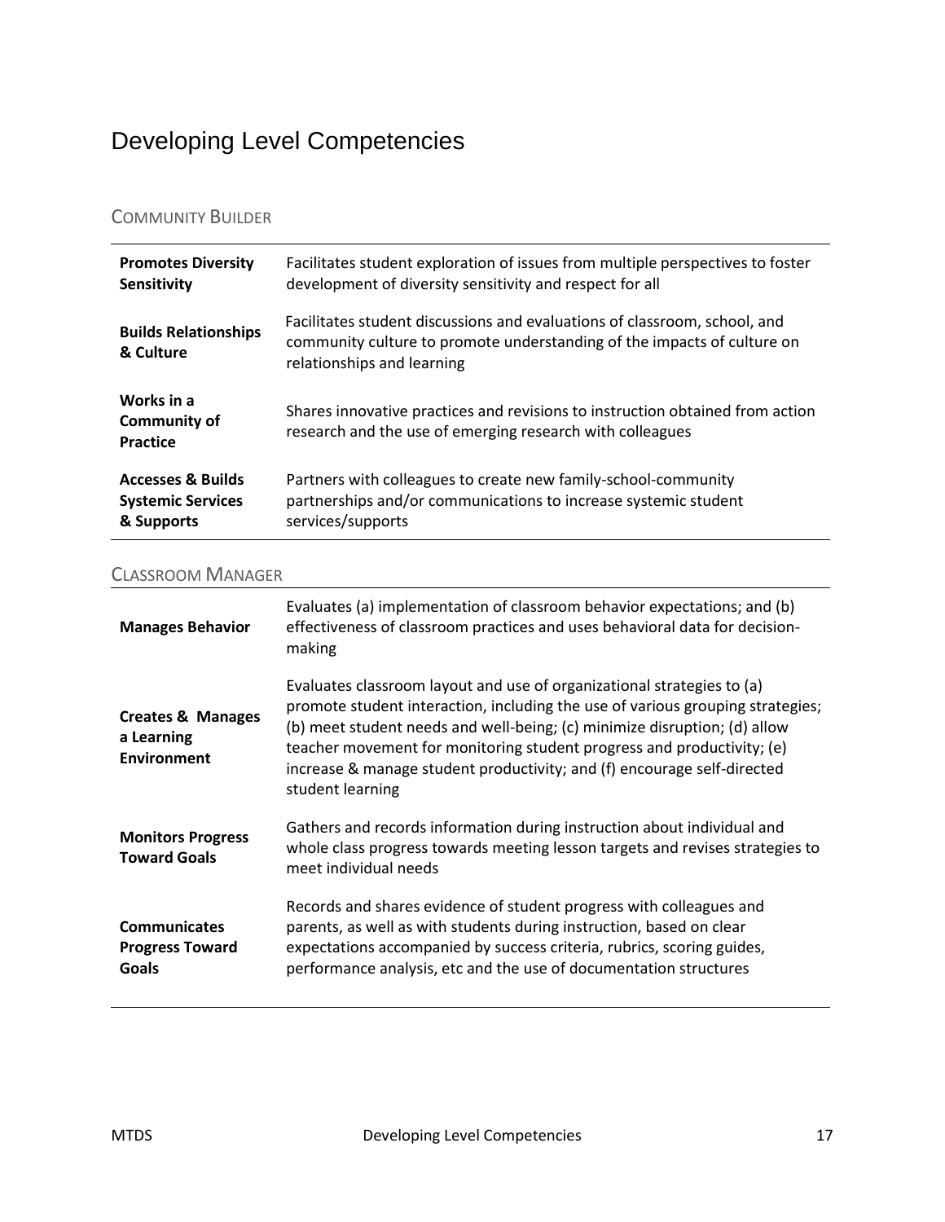# Developing Level Competencies

## Community Builder

| | |
|---|---|
| **Promotes Diversity Sensitivity** | Facilitates student exploration of issues from multiple perspectives to foster development of diversity sensitivity and respect for all |
| **Builds Relationships & Culture** | Facilitates student discussions and evaluations of classroom, school, and community culture to promote understanding of the impacts of culture on relationships and learning |
| **Works in a Community of Practice** | Shares innovative practices and revisions to instruction obtained from action research and the use of emerging research with colleagues |
| **Accesses & Builds Systemic Services & Supports** | Partners with colleagues to create new family-school-community partnerships and/or communications to increase systemic student services/supports |

## Classroom Manager

| | |
|---|---|
| **Manages Behavior** | Evaluates (a) implementation of classroom behavior expectations; and (b) effectiveness of classroom practices and uses behavioral data for decision-making |
| **Creates & Manages a Learning Environment** | Evaluates classroom layout and use of organizational strategies to (a) promote student interaction, including the use of various grouping strategies; (b) meet student needs and well-being; (c) minimize disruption; (d) allow teacher movement for monitoring student progress and productivity; (e) increase & manage student productivity; and (f) encourage self-directed student learning |
| **Monitors Progress Toward Goals** | Gathers and records information during instruction about individual and whole class progress towards meeting lesson targets and revises strategies to meet individual needs |
| **Communicates Progress Toward Goals** | Records and shares evidence of student progress with colleagues and parents, as well as with students during instruction, based on clear expectations accompanied by success criteria, rubrics, scoring guides, performance analysis, etc and the use of documentation structures |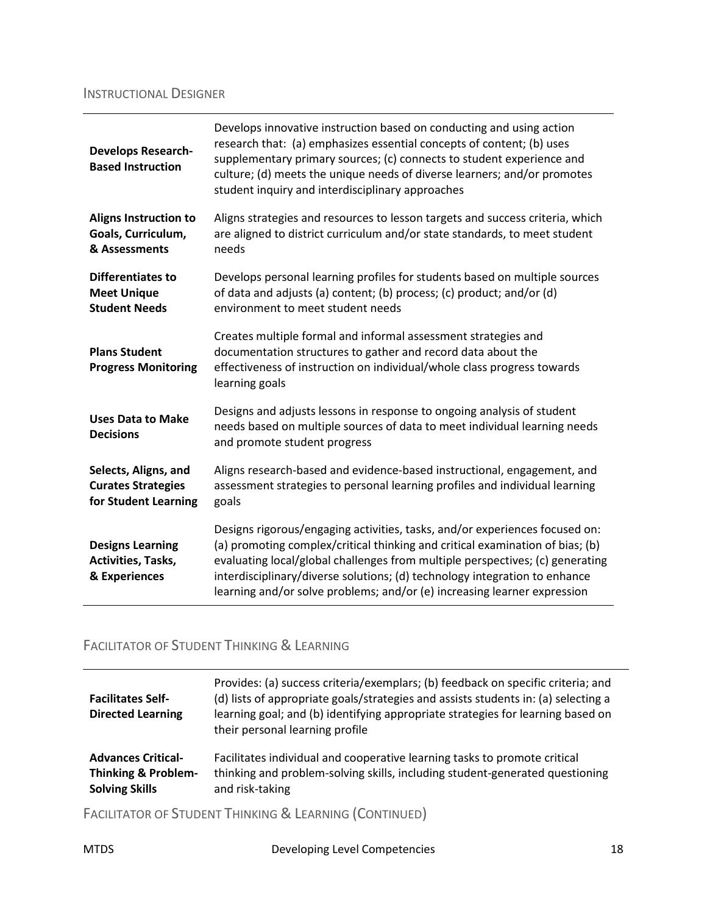## Instructional Designer

| | |
|---|---|
| **Develops Research-Based Instruction** | Develops innovative instruction based on conducting and using action research that: (a) emphasizes essential concepts of content; (b) uses supplementary primary sources; (c) connects to student experience and culture; (d) meets the unique needs of diverse learners; and/or promotes student inquiry and interdisciplinary approaches |
| **Aligns Instruction to Goals, Curriculum, & Assessments** | Aligns strategies and resources to lesson targets and success criteria, which are aligned to district curriculum and/or state standards, to meet student needs |
| **Differentiates to Meet Unique Student Needs** | Develops personal learning profiles for students based on multiple sources of data and adjusts (a) content; (b) process; (c) product; and/or (d) environment to meet student needs |
| **Plans Student Progress Monitoring** | Creates multiple formal and informal assessment strategies and documentation structures to gather and record data about the effectiveness of instruction on individual/whole class progress towards learning goals |
| **Uses Data to Make Decisions** | Designs and adjusts lessons in response to ongoing analysis of student needs based on multiple sources of data to meet individual learning needs and promote student progress |
| **Selects, Aligns, and Curates Strategies for Student Learning** | Aligns research-based and evidence-based instructional, engagement, and assessment strategies to personal learning profiles and individual learning goals |
| **Designs Learning Activities, Tasks, & Experiences** | Designs rigorous/engaging activities, tasks, and/or experiences focused on: (a) promoting complex/critical thinking and critical examination of bias; (b) evaluating local/global challenges from multiple perspectives; (c) generating interdisciplinary/diverse solutions; (d) technology integration to enhance learning and/or solve problems; and/or (e) increasing learner expression |

## Facilitator of Student Thinking & Learning

| | |
|---|---|
| **Facilitates Self-Directed Learning** | Provides: (a) success criteria/exemplars; (b) feedback on specific criteria; and (d) lists of appropriate goals/strategies and assists students in: (a) selecting a learning goal; and (b) identifying appropriate strategies for learning based on their personal learning profile |
| **Advances Critical-Thinking & Problem-Solving Skills** | Facilitates individual and cooperative learning tasks to promote critical thinking and problem-solving skills, including student-generated questioning and risk-taking |

## Facilitator of Student Thinking & Learning (Continued)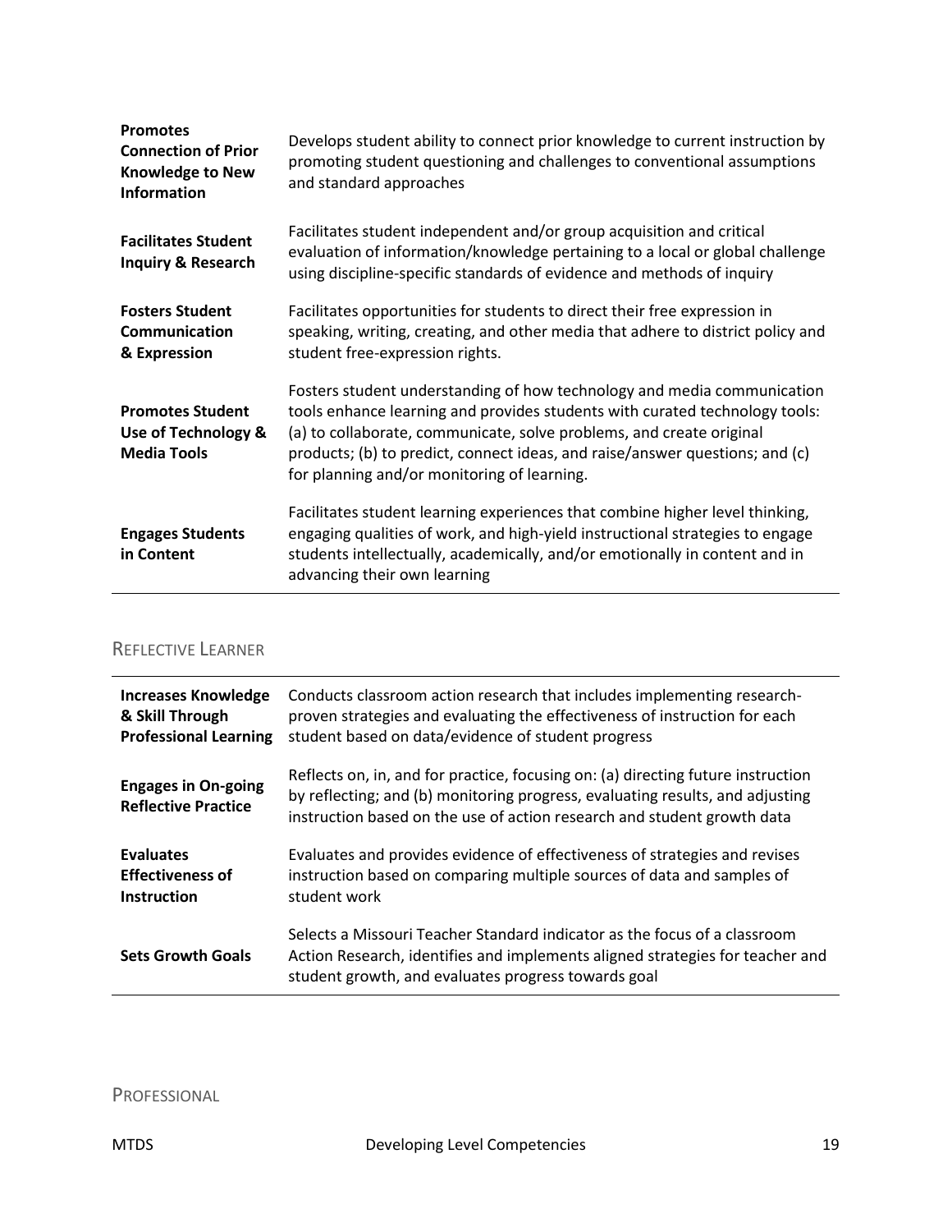| | |
|---|---|
| **Promotes Connection of Prior Knowledge to New Information** | Develops student ability to connect prior knowledge to current instruction by promoting student questioning and challenges to conventional assumptions and standard approaches |
| **Facilitates Student Inquiry & Research** | Facilitates student independent and/or group acquisition and critical evaluation of information/knowledge pertaining to a local or global challenge using discipline-specific standards of evidence and methods of inquiry |
| **Fosters Student Communication & Expression** | Facilitates opportunities for students to direct their free expression in speaking, writing, creating, and other media that adhere to district policy and student free-expression rights. |
| **Promotes Student Use of Technology & Media Tools** | Fosters student understanding of how technology and media communication tools enhance learning and provides students with curated technology tools: (a) to collaborate, communicate, solve problems, and create original products; (b) to predict, connect ideas, and raise/answer questions; and (c) for planning and/or monitoring of learning. |
| **Engages Students in Content** | Facilitates student learning experiences that combine higher level thinking, engaging qualities of work, and high-yield instructional strategies to engage students intellectually, academically, and/or emotionally in content and in advancing their own learning |

## Reflective Learner

| | |
|---|---|
| **Increases Knowledge & Skill Through Professional Learning** | Conducts classroom action research that includes implementing research-proven strategies and evaluating the effectiveness of instruction for each student based on data/evidence of student progress |
| **Engages in On-going Reflective Practice** | Reflects on, in, and for practice, focusing on: (a) directing future instruction by reflecting; and (b) monitoring progress, evaluating results, and adjusting instruction based on the use of action research and student growth data |
| **Evaluates Effectiveness of Instruction** | Evaluates and provides evidence of effectiveness of strategies and revises instruction based on comparing multiple sources of data and samples of student work |
| **Sets Growth Goals** | Selects a Missouri Teacher Standard indicator as the focus of a classroom Action Research, identifies and implements aligned strategies for teacher and student growth, and evaluates progress towards goal |

## Professional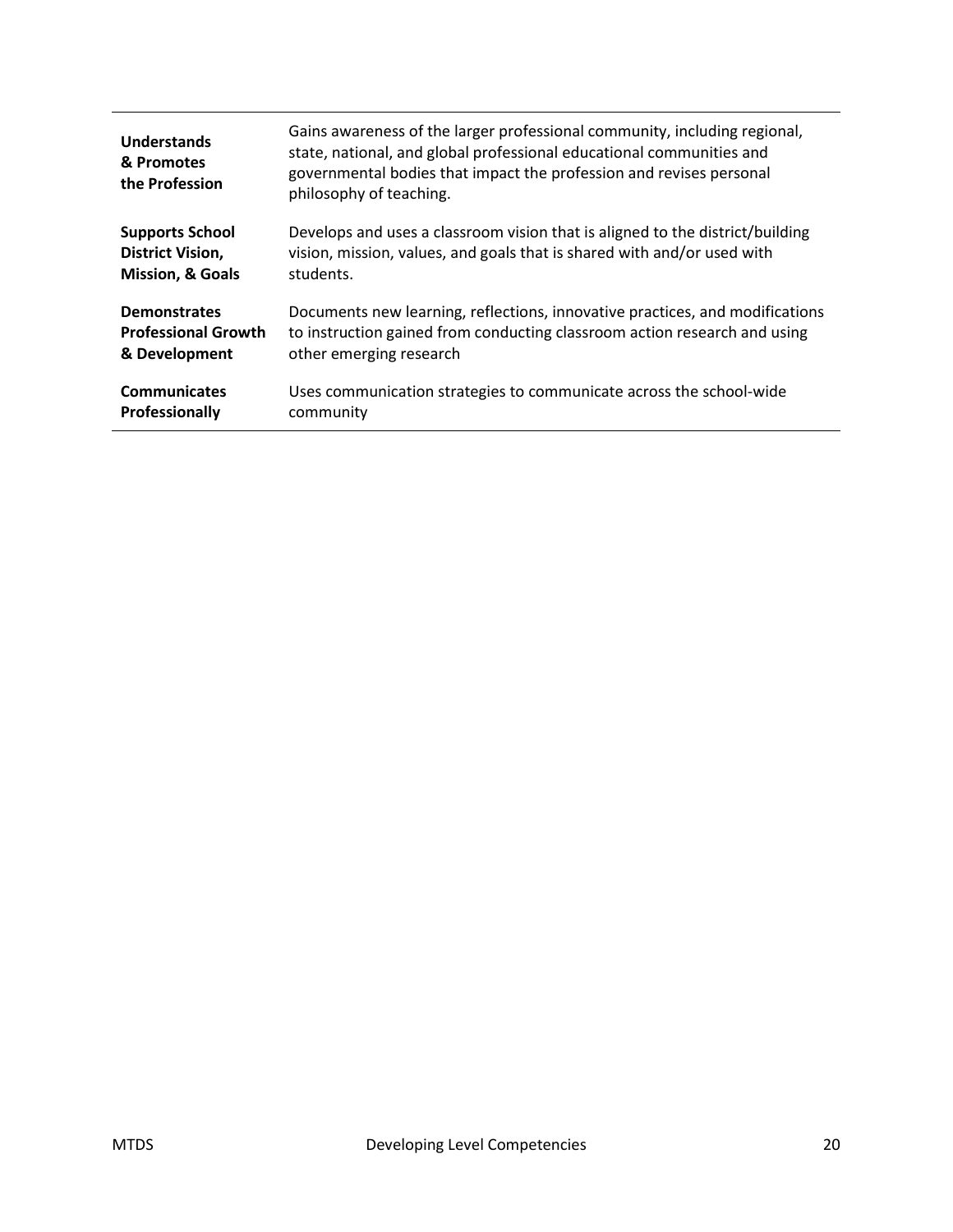| | |
|---|---|
| **Understands & Promotes the Profession** | Gains awareness of the larger professional community, including regional, state, national, and global professional educational communities and governmental bodies that impact the profession and revises personal philosophy of teaching. |
| **Supports School District Vision, Mission, & Goals** | Develops and uses a classroom vision that is aligned to the district/building vision, mission, values, and goals that is shared with and/or used with students. |
| **Demonstrates Professional Growth & Development** | Documents new learning, reflections, innovative practices, and modifications to instruction gained from conducting classroom action research and using other emerging research |
| **Communicates Professionally** | Uses communication strategies to communicate across the school-wide community |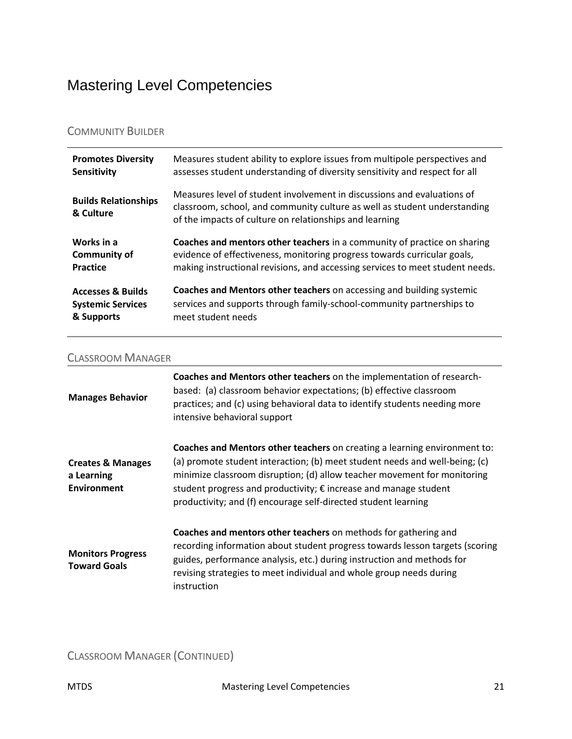# Mastering Level Competencies

## Community Builder

| | |
|---|---|
| **Promotes Diversity Sensitivity** | Measures student ability to explore issues from multipole perspectives and assesses student understanding of diversity sensitivity and respect for all |
| **Builds Relationships & Culture** | Measures level of student involvement in discussions and evaluations of classroom, school, and community culture as well as student understanding of the impacts of culture on relationships and learning |
| **Works in a Community of Practice** | **Coaches and mentors other teachers** in a community of practice on sharing evidence of effectiveness, monitoring progress towards curricular goals, making instructional revisions, and accessing services to meet student needs. |
| **Accesses & Builds Systemic Services & Supports** | **Coaches and Mentors other teachers** on accessing and building systemic services and supports through family-school-community partnerships to meet student needs |

## Classroom Manager

| | |
|---|---|
| **Manages Behavior** | **Coaches and Mentors other teachers** on the implementation of research-based: (a) classroom behavior expectations; (b) effective classroom practices; and (c) using behavioral data to identify students needing more intensive behavioral support |
| **Creates & Manages a Learning Environment** | **Coaches and Mentors other teachers** on creating a learning environment to: (a) promote student interaction; (b) meet student needs and well-being; (c) minimize classroom disruption; (d) allow teacher movement for monitoring student progress and productivity; € increase and manage student productivity; and (f) encourage self-directed student learning |
| **Monitors Progress Toward Goals** | **Coaches and mentors other teachers** on methods for gathering and recording information about student progress towards lesson targets (scoring guides, performance analysis, etc.) during instruction and methods for revising strategies to meet individual and whole group needs during instruction |

## Classroom Manager (Continued)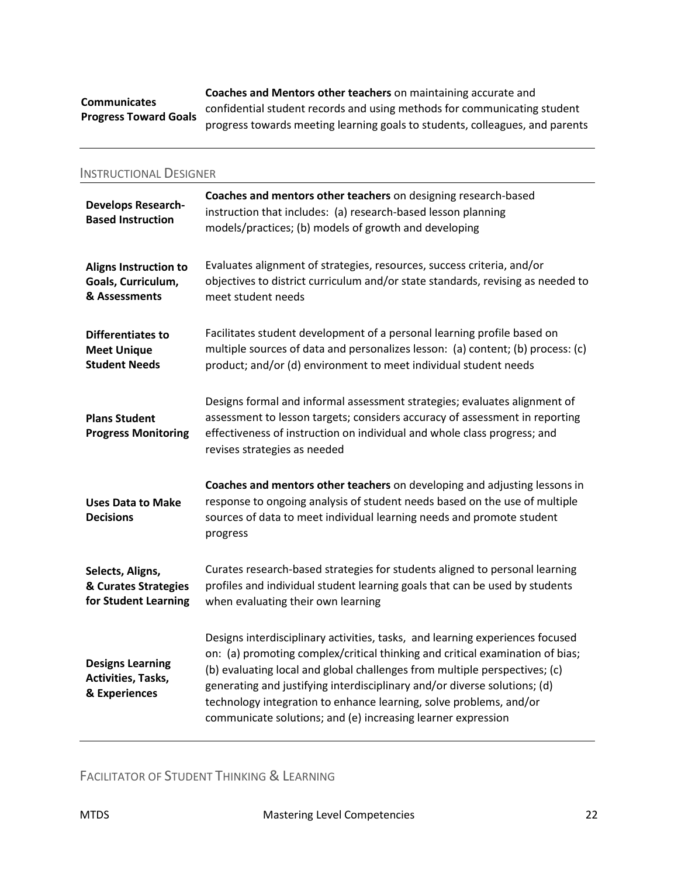| | |
|---|---|
| **Communicates Progress Toward Goals** | **Coaches and Mentors other teachers** on maintaining accurate and confidential student records and using methods for communicating student progress towards meeting learning goals to students, colleagues, and parents |

## Instructional Designer

| | |
|---|---|
| **Develops Research-Based Instruction** | **Coaches and mentors other teachers** on designing research-based instruction that includes: (a) research-based lesson planning models/practices; (b) models of growth and developing |
| **Aligns Instruction to Goals, Curriculum, & Assessments** | Evaluates alignment of strategies, resources, success criteria, and/or objectives to district curriculum and/or state standards, revising as needed to meet student needs |
| **Differentiates to Meet Unique Student Needs** | Facilitates student development of a personal learning profile based on multiple sources of data and personalizes lesson: (a) content; (b) process: (c) product; and/or (d) environment to meet individual student needs |
| **Plans Student Progress Monitoring** | Designs formal and informal assessment strategies; evaluates alignment of assessment to lesson targets; considers accuracy of assessment in reporting effectiveness of instruction on individual and whole class progress; and revises strategies as needed |
| **Uses Data to Make Decisions** | **Coaches and mentors other teachers** on developing and adjusting lessons in response to ongoing analysis of student needs based on the use of multiple sources of data to meet individual learning needs and promote student progress |
| **Selects, Aligns, & Curates Strategies for Student Learning** | Curates research-based strategies for students aligned to personal learning profiles and individual student learning goals that can be used by students when evaluating their own learning |
| **Designs Learning Activities, Tasks, & Experiences** | Designs interdisciplinary activities, tasks, and learning experiences focused on: (a) promoting complex/critical thinking and critical examination of bias; (b) evaluating local and global challenges from multiple perspectives; (c) generating and justifying interdisciplinary and/or diverse solutions; (d) technology integration to enhance learning, solve problems, and/or communicate solutions; and (e) increasing learner expression |

## Facilitator of Student Thinking & Learning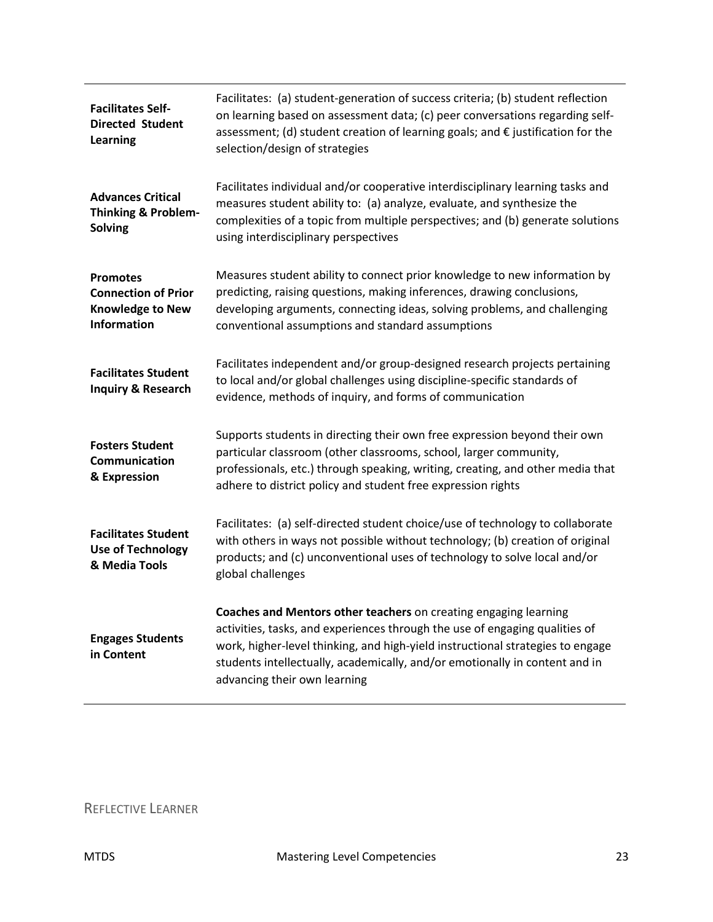| | |
|---|---|
| **Facilitates Self-Directed Student Learning** | Facilitates: (a) student-generation of success criteria; (b) student reflection on learning based on assessment data; (c) peer conversations regarding self-assessment; (d) student creation of learning goals; and € justification for the selection/design of strategies |
| **Advances Critical Thinking & Problem-Solving** | Facilitates individual and/or cooperative interdisciplinary learning tasks and measures student ability to: (a) analyze, evaluate, and synthesize the complexities of a topic from multiple perspectives; and (b) generate solutions using interdisciplinary perspectives |
| **Promotes Connection of Prior Knowledge to New Information** | Measures student ability to connect prior knowledge to new information by predicting, raising questions, making inferences, drawing conclusions, developing arguments, connecting ideas, solving problems, and challenging conventional assumptions and standard assumptions |
| **Facilitates Student Inquiry & Research** | Facilitates independent and/or group-designed research projects pertaining to local and/or global challenges using discipline-specific standards of evidence, methods of inquiry, and forms of communication |
| **Fosters Student Communication & Expression** | Supports students in directing their own free expression beyond their own particular classroom (other classrooms, school, larger community, professionals, etc.) through speaking, writing, creating, and other media that adhere to district policy and student free expression rights |
| **Facilitates Student Use of Technology & Media Tools** | Facilitates: (a) self-directed student choice/use of technology to collaborate with others in ways not possible without technology; (b) creation of original products; and (c) unconventional uses of technology to solve local and/or global challenges |
| **Engages Students in Content** | **Coaches and Mentors other teachers** on creating engaging learning activities, tasks, and experiences through the use of engaging qualities of work, higher-level thinking, and high-yield instructional strategies to engage students intellectually, academically, and/or emotionally in content and in advancing their own learning |

## Reflective Learner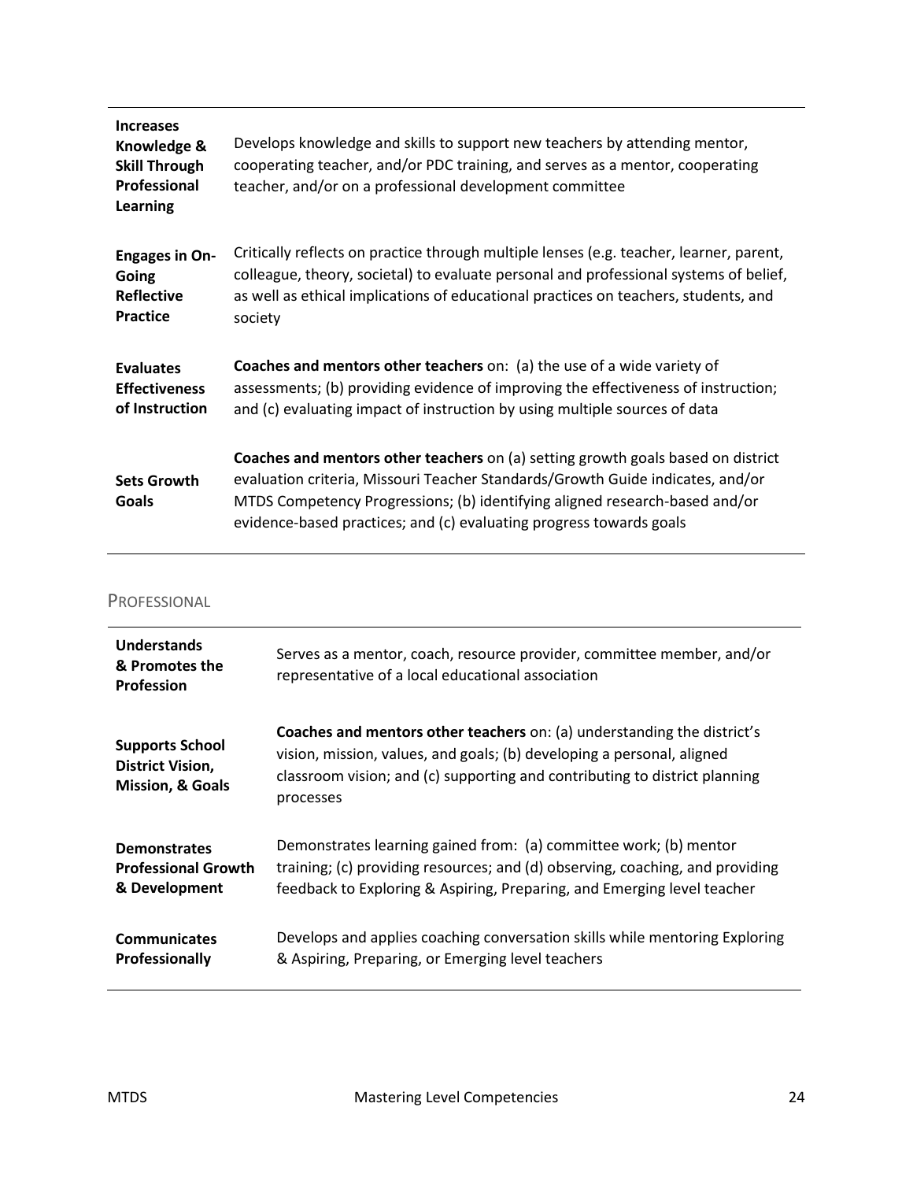| | |
|---|---|
| **Increases Knowledge & Skill Through Professional Learning** | Develops knowledge and skills to support new teachers by attending mentor, cooperating teacher, and/or PDC training, and serves as a mentor, cooperating teacher, and/or on a professional development committee |
| **Engages in On-Going Reflective Practice** | Critically reflects on practice through multiple lenses (e.g. teacher, learner, parent, colleague, theory, societal) to evaluate personal and professional systems of belief, as well as ethical implications of educational practices on teachers, students, and society |
| **Evaluates Effectiveness of Instruction** | **Coaches and mentors other teachers** on: (a) the use of a wide variety of assessments; (b) providing evidence of improving the effectiveness of instruction; and (c) evaluating impact of instruction by using multiple sources of data |
| **Sets Growth Goals** | **Coaches and mentors other teachers** on (a) setting growth goals based on district evaluation criteria, Missouri Teacher Standards/Growth Guide indicates, and/or MTDS Competency Progressions; (b) identifying aligned research-based and/or evidence-based practices; and (c) evaluating progress towards goals |

## Professional

| | |
|---|---|
| **Understands & Promotes the Profession** | Serves as a mentor, coach, resource provider, committee member, and/or representative of a local educational association |
| **Supports School District Vision, Mission, & Goals** | **Coaches and mentors other teachers** on: (a) understanding the district's vision, mission, values, and goals; (b) developing a personal, aligned classroom vision; and (c) supporting and contributing to district planning processes |
| **Demonstrates Professional Growth & Development** | Demonstrates learning gained from: (a) committee work; (b) mentor training; (c) providing resources; and (d) observing, coaching, and providing feedback to Exploring & Aspiring, Preparing, and Emerging level teacher |
| **Communicates Professionally** | Develops and applies coaching conversation skills while mentoring Exploring & Aspiring, Preparing, or Emerging level teachers |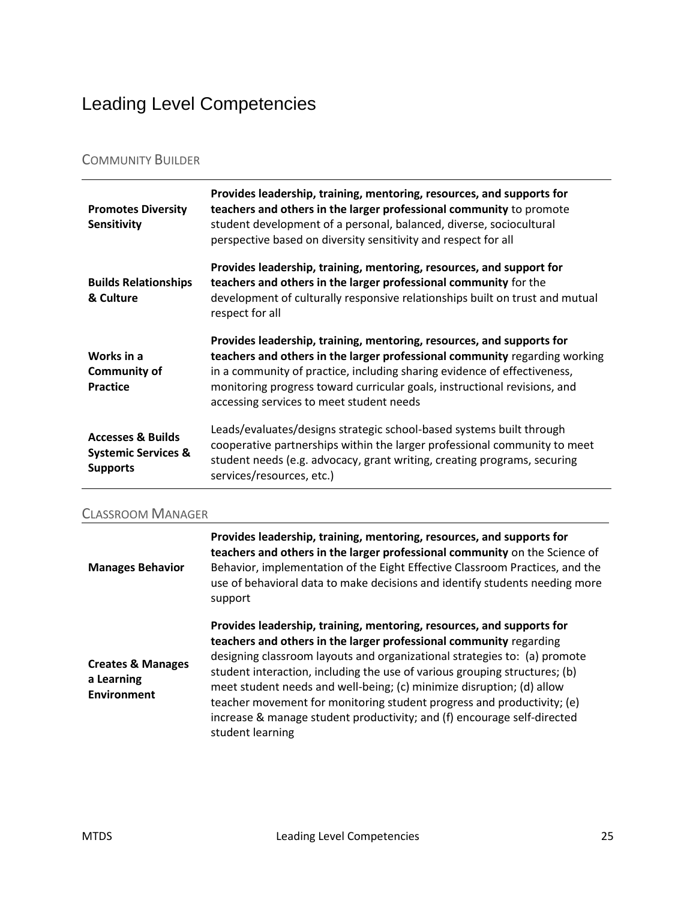# Leading Level Competencies

## Community Builder

| | |
|---|---|
| **Promotes Diversity Sensitivity** | **Provides leadership, training, mentoring, resources, and supports for teachers and others in the larger professional community** to promote student development of a personal, balanced, diverse, sociocultural perspective based on diversity sensitivity and respect for all |
| **Builds Relationships & Culture** | **Provides leadership, training, mentoring, resources, and support for teachers and others in the larger professional community** for the development of culturally responsive relationships built on trust and mutual respect for all |
| **Works in a Community of Practice** | **Provides leadership, training, mentoring, resources, and supports for teachers and others in the larger professional community** regarding working in a community of practice, including sharing evidence of effectiveness, monitoring progress toward curricular goals, instructional revisions, and accessing services to meet student needs |
| **Accesses & Builds Systemic Services & Supports** | Leads/evaluates/designs strategic school-based systems built through cooperative partnerships within the larger professional community to meet student needs (e.g. advocacy, grant writing, creating programs, securing services/resources, etc.) |

## Classroom Manager

| | |
|---|---|
| **Manages Behavior** | **Provides leadership, training, mentoring, resources, and supports for teachers and others in the larger professional community** on the Science of Behavior, implementation of the Eight Effective Classroom Practices, and the use of behavioral data to make decisions and identify students needing more support |
| **Creates & Manages a Learning Environment** | **Provides leadership, training, mentoring, resources, and supports for teachers and others in the larger professional community** regarding designing classroom layouts and organizational strategies to: (a) promote student interaction, including the use of various grouping structures; (b) meet student needs and well-being; (c) minimize disruption; (d) allow teacher movement for monitoring student progress and productivity; (e) increase & manage student productivity; and (f) encourage self-directed student learning |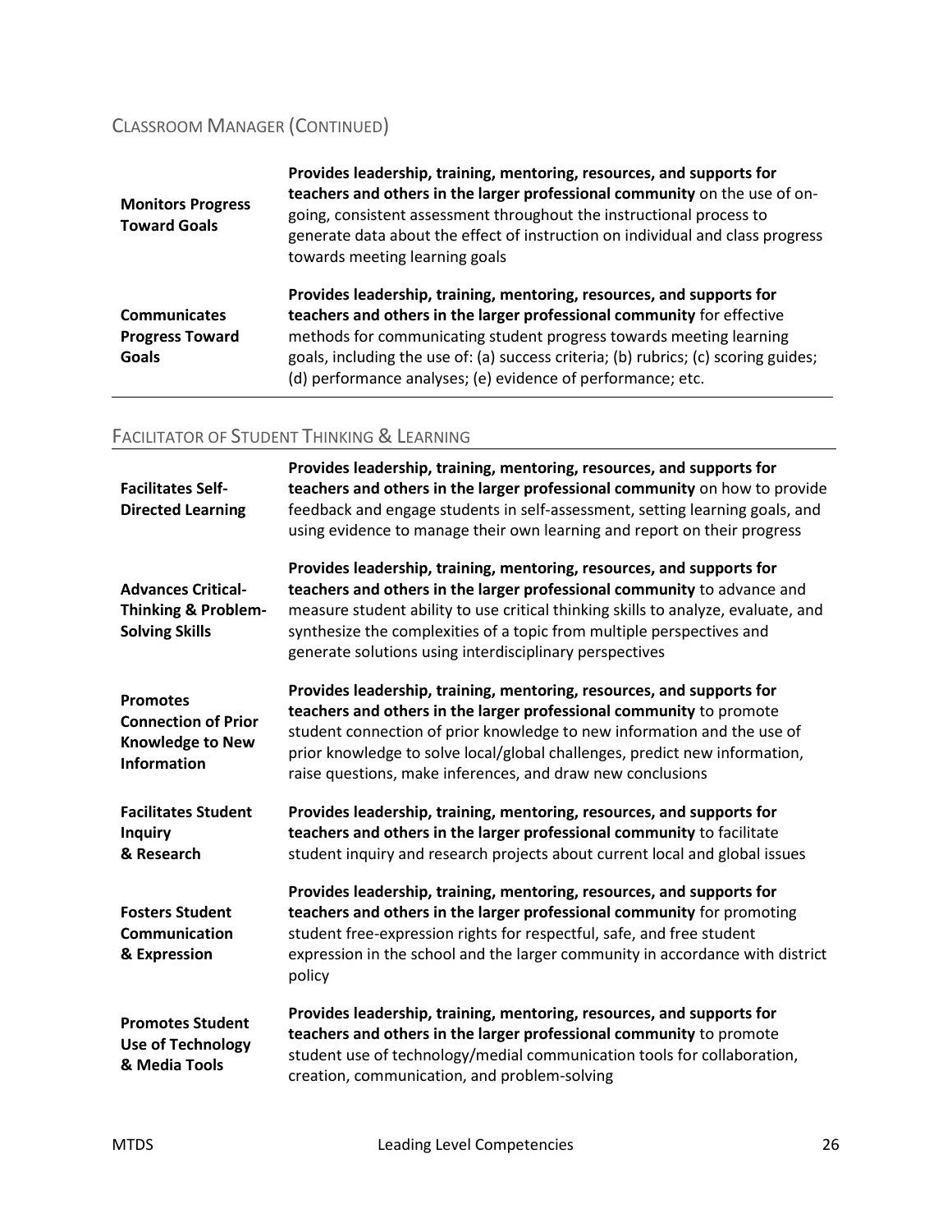## Classroom Manager (Continued)

| | |
|---|---|
| **Monitors Progress Toward Goals** | **Provides leadership, training, mentoring, resources, and supports for teachers and others in the larger professional community** on the use of on-going, consistent assessment throughout the instructional process to generate data about the effect of instruction on individual and class progress towards meeting learning goals |
| **Communicates Progress Toward Goals** | **Provides leadership, training, mentoring, resources, and supports for teachers and others in the larger professional community** for effective methods for communicating student progress towards meeting learning goals, including the use of: (a) success criteria; (b) rubrics; (c) scoring guides; (d) performance analyses; (e) evidence of performance; etc. |

## Facilitator of Student Thinking & Learning

| | |
|---|---|
| **Facilitates Self-Directed Learning** | **Provides leadership, training, mentoring, resources, and supports for teachers and others in the larger professional community** on how to provide feedback and engage students in self-assessment, setting learning goals, and using evidence to manage their own learning and report on their progress |
| **Advances Critical-Thinking & Problem-Solving Skills** | **Provides leadership, training, mentoring, resources, and supports for teachers and others in the larger professional community** to advance and measure student ability to use critical thinking skills to analyze, evaluate, and synthesize the complexities of a topic from multiple perspectives and generate solutions using interdisciplinary perspectives |
| **Promotes Connection of Prior Knowledge to New Information** | **Provides leadership, training, mentoring, resources, and supports for teachers and others in the larger professional community** to promote student connection of prior knowledge to new information and the use of prior knowledge to solve local/global challenges, predict new information, raise questions, make inferences, and draw new conclusions |
| **Facilitates Student Inquiry & Research** | **Provides leadership, training, mentoring, resources, and supports for teachers and others in the larger professional community** to facilitate student inquiry and research projects about current local and global issues |
| **Fosters Student Communication & Expression** | **Provides leadership, training, mentoring, resources, and supports for teachers and others in the larger professional community** for promoting student free-expression rights for respectful, safe, and free student expression in the school and the larger community in accordance with district policy |
| **Promotes Student Use of Technology & Media Tools** | **Provides leadership, training, mentoring, resources, and supports for teachers and others in the larger professional community** to promote student use of technology/medial communication tools for collaboration, creation, communication, and problem-solving |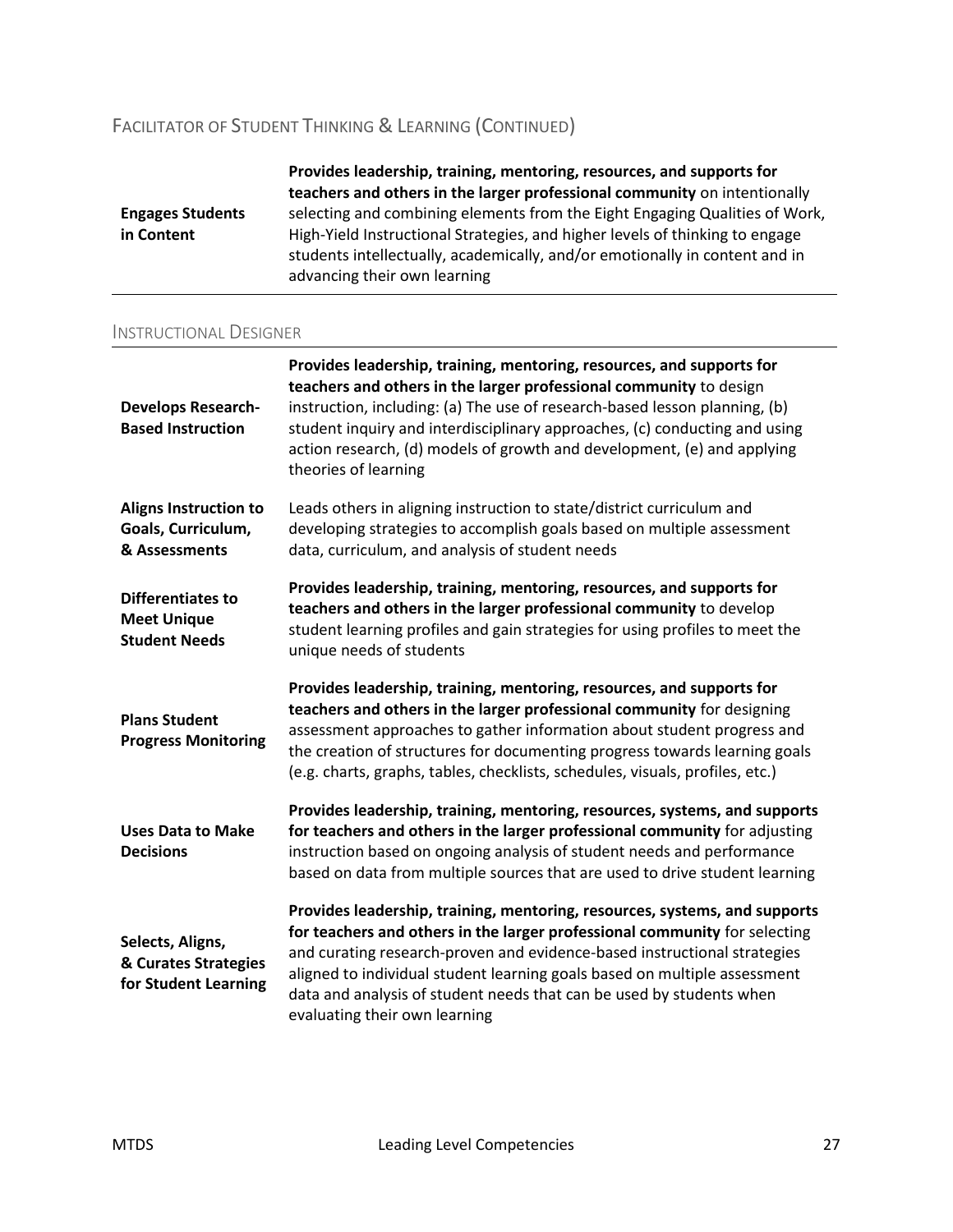## Facilitator of Student Thinking & Learning (Continued)

| | |
|---|---|
| **Engages Students in Content** | **Provides leadership, training, mentoring, resources, and supports for teachers and others in the larger professional community** on intentionally selecting and combining elements from the Eight Engaging Qualities of Work, High-Yield Instructional Strategies, and higher levels of thinking to engage students intellectually, academically, and/or emotionally in content and in advancing their own learning |

## Instructional Designer

| | |
|---|---|
| **Develops Research-Based Instruction** | **Provides leadership, training, mentoring, resources, and supports for teachers and others in the larger professional community** to design instruction, including: (a) The use of research-based lesson planning, (b) student inquiry and interdisciplinary approaches, (c) conducting and using action research, (d) models of growth and development, (e) and applying theories of learning |
| **Aligns Instruction to Goals, Curriculum, & Assessments** | Leads others in aligning instruction to state/district curriculum and developing strategies to accomplish goals based on multiple assessment data, curriculum, and analysis of student needs |
| **Differentiates to Meet Unique Student Needs** | **Provides leadership, training, mentoring, resources, and supports for teachers and others in the larger professional community** to develop student learning profiles and gain strategies for using profiles to meet the unique needs of students |
| **Plans Student Progress Monitoring** | **Provides leadership, training, mentoring, resources, and supports for teachers and others in the larger professional community** for designing assessment approaches to gather information about student progress and the creation of structures for documenting progress towards learning goals (e.g. charts, graphs, tables, checklists, schedules, visuals, profiles, etc.) |
| **Uses Data to Make Decisions** | **Provides leadership, training, mentoring, resources, systems, and supports for teachers and others in the larger professional community** for adjusting instruction based on ongoing analysis of student needs and performance based on data from multiple sources that are used to drive student learning |
| **Selects, Aligns, & Curates Strategies for Student Learning** | **Provides leadership, training, mentoring, resources, systems, and supports for teachers and others in the larger professional community** for selecting and curating research-proven and evidence-based instructional strategies aligned to individual student learning goals based on multiple assessment data and analysis of student needs that can be used by students when evaluating their own learning |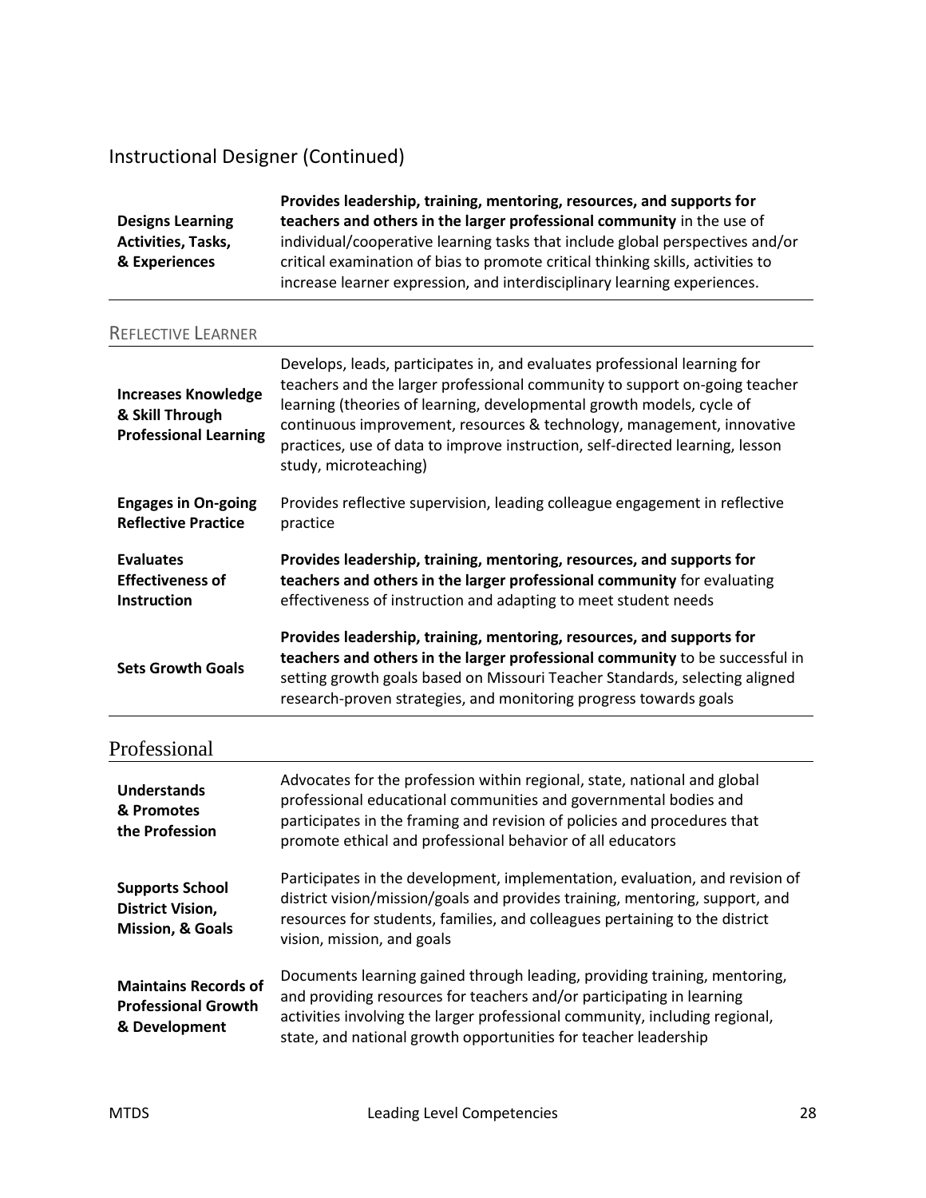## Instructional Designer (Continued)

| | |
|---|---|
| **Designs Learning Activities, Tasks, & Experiences** | **Provides leadership, training, mentoring, resources, and supports for teachers and others in the larger professional community** in the use of individual/cooperative learning tasks that include global perspectives and/or critical examination of bias to promote critical thinking skills, activities to increase learner expression, and interdisciplinary learning experiences. |

### Reflective Learner

| | |
|---|---|
| **Increases Knowledge & Skill Through Professional Learning** | Develops, leads, participates in, and evaluates professional learning for teachers and the larger professional community to support on-going teacher learning (theories of learning, developmental growth models, cycle of continuous improvement, resources & technology, management, innovative practices, use of data to improve instruction, self-directed learning, lesson study, microteaching) |
| **Engages in On-going Reflective Practice** | Provides reflective supervision, leading colleague engagement in reflective practice |
| **Evaluates Effectiveness of Instruction** | **Provides leadership, training, mentoring, resources, and supports for teachers and others in the larger professional community** for evaluating effectiveness of instruction and adapting to meet student needs |
| **Sets Growth Goals** | **Provides leadership, training, mentoring, resources, and supports for teachers and others in the larger professional community** to be successful in setting growth goals based on Missouri Teacher Standards, selecting aligned research-proven strategies, and monitoring progress towards goals |

## Professional

| | |
|---|---|
| **Understands & Promotes the Profession** | Advocates for the profession within regional, state, national and global professional educational communities and governmental bodies and participates in the framing and revision of policies and procedures that promote ethical and professional behavior of all educators |
| **Supports School District Vision, Mission, & Goals** | Participates in the development, implementation, evaluation, and revision of district vision/mission/goals and provides training, mentoring, support, and resources for students, families, and colleagues pertaining to the district vision, mission, and goals |
| **Maintains Records of Professional Growth & Development** | Documents learning gained through leading, providing training, mentoring, and providing resources for teachers and/or participating in learning activities involving the larger professional community, including regional, state, and national growth opportunities for teacher leadership |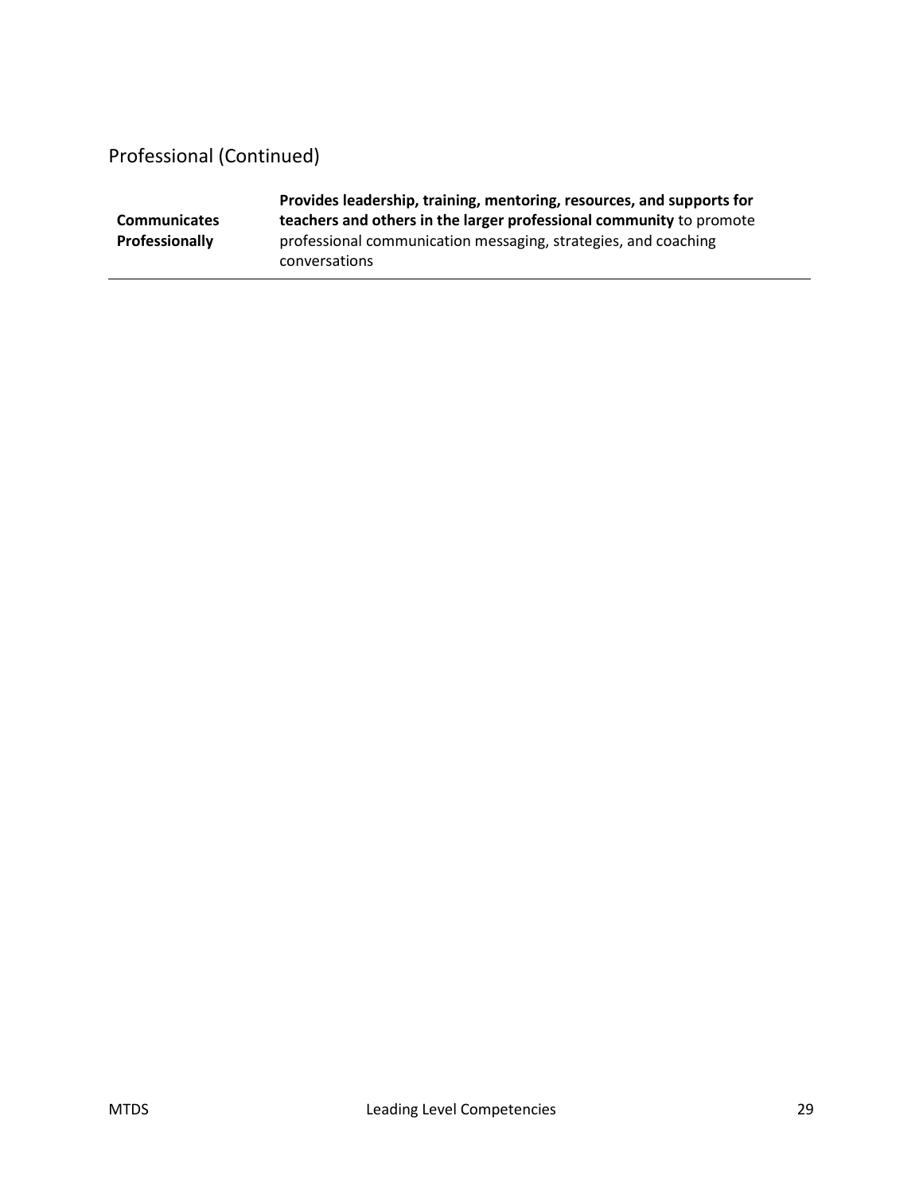## Professional (Continued)

| | |
|---|---|
| **Communicates Professionally** | **Provides leadership, training, mentoring, resources, and supports for teachers and others in the larger professional community** to promote professional communication messaging, strategies, and coaching conversations |